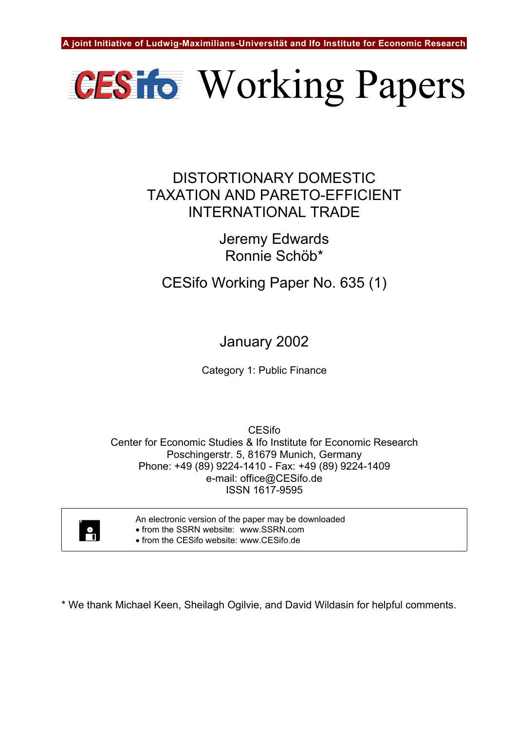A joint Initiative of Ludwig-Maximilians-Universität and Ifo Institute for Economic Research

# CESifo Working Papers

## DISTORTIONARY DOMESTIC TAXATION AND PARETO-EFFICIENT INTERNATIONAL TRADE

Jeremy Edwards
Ronnie Schöb*

CESifo Working Paper No. 635 (1)

January 2002

Category 1: Public Finance

CESifo
Center for Economic Studies & Ifo Institute for Economic Research
Poschingerstr. 5, 81679 Munich, Germany
Phone: +49 (89) 9224-1410 - Fax: +49 (89) 9224-1409
e-mail: office@CESifo.de
ISSN 1617-9595

An electronic version of the paper may be downloaded
- from the SSRN website: www.SSRN.com
- from the CESifo website: www.CESifo.de

\* We thank Michael Keen, Sheilagh Ogilvie, and David Wildasin for helpful comments.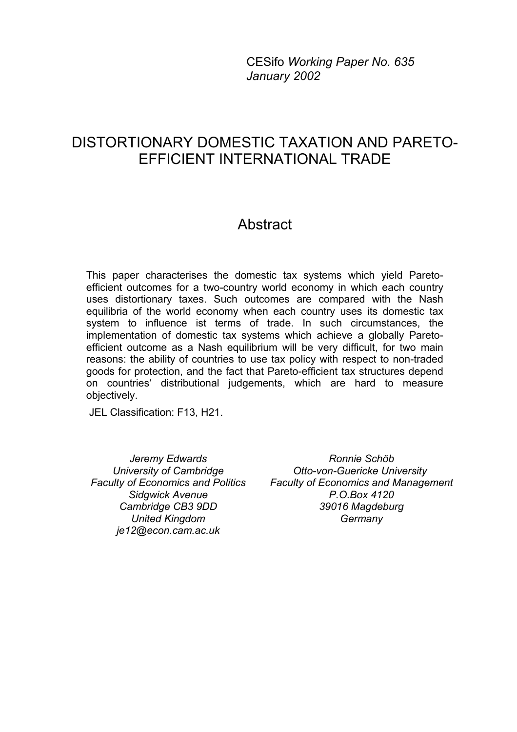*CESifo Working Paper No. 635*
*January 2002*

# DISTORTIONARY DOMESTIC TAXATION AND PARETO-EFFICIENT INTERNATIONAL TRADE

## Abstract

This paper characterises the domestic tax systems which yield Pareto-efficient outcomes for a two-country world economy in which each country uses distortionary taxes. Such outcomes are compared with the Nash equilibria of the world economy when each country uses its domestic tax system to influence ist terms of trade. In such circumstances, the implementation of domestic tax systems which achieve a globally Pareto-efficient outcome as a Nash equilibrium will be very difficult, for two main reasons: the ability of countries to use tax policy with respect to non-traded goods for protection, and the fact that Pareto-efficient tax structures depend on countries' distributional judgements, which are hard to measure objectively.

JEL Classification: F13, H21.

*Jeremy Edwards*
*University of Cambridge*
*Faculty of Economics and Politics*
*Sidgwick Avenue*
*Cambridge CB3 9DD*
*United Kingdom*
*je12@econ.cam.ac.uk*

*Ronnie Schöb*
*Otto-von-Guericke University*
*Faculty of Economics and Management*
*P.O.Box 4120*
*39016 Magdeburg*
*Germany*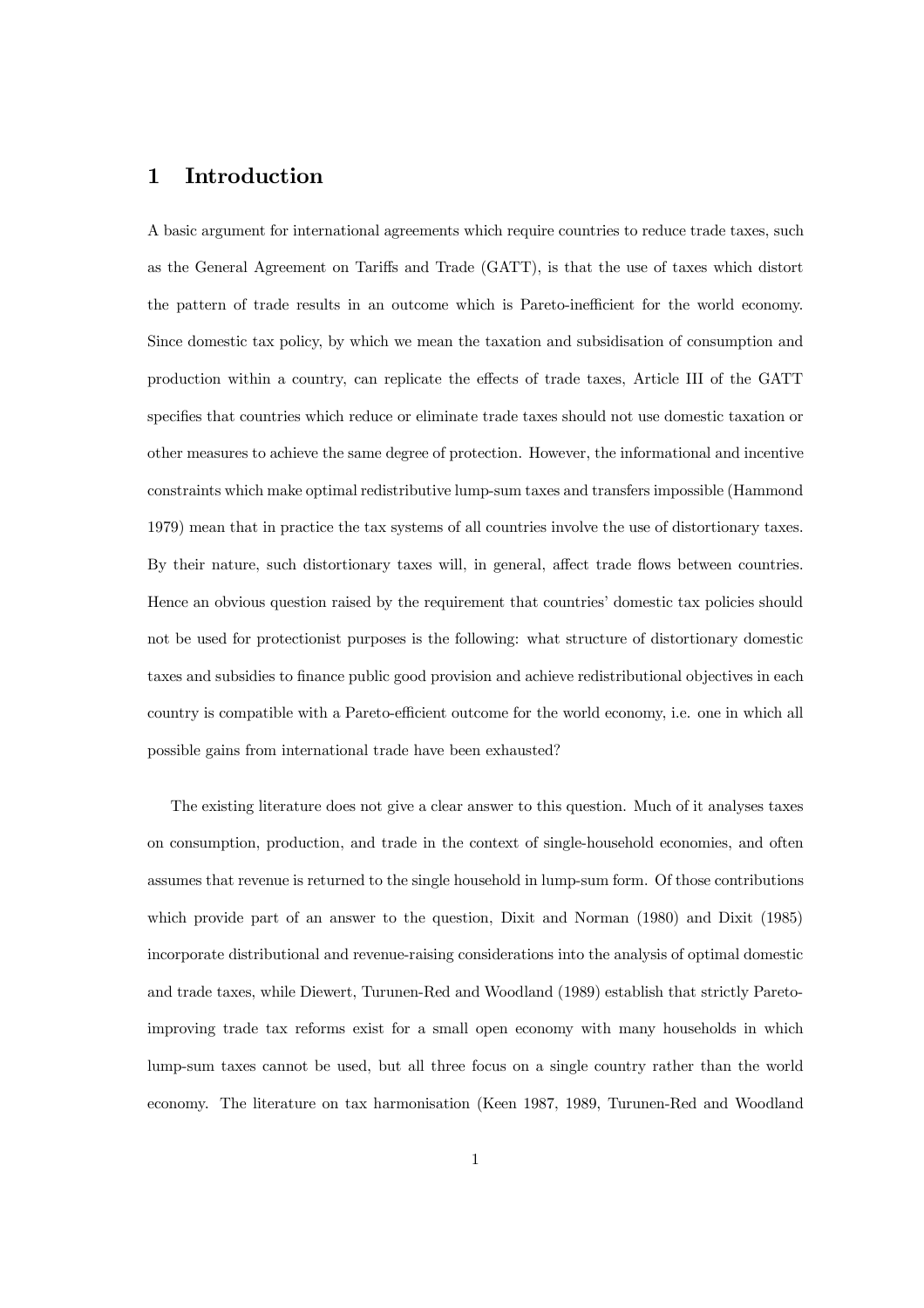# 1 Introduction

A basic argument for international agreements which require countries to reduce trade taxes, such as the General Agreement on Tariffs and Trade (GATT), is that the use of taxes which distort the pattern of trade results in an outcome which is Pareto-inefficient for the world economy. Since domestic tax policy, by which we mean the taxation and subsidisation of consumption and production within a country, can replicate the effects of trade taxes, Article III of the GATT specifies that countries which reduce or eliminate trade taxes should not use domestic taxation or other measures to achieve the same degree of protection. However, the informational and incentive constraints which make optimal redistributive lump-sum taxes and transfers impossible (Hammond 1979) mean that in practice the tax systems of all countries involve the use of distortionary taxes. By their nature, such distortionary taxes will, in general, affect trade flows between countries. Hence an obvious question raised by the requirement that countries' domestic tax policies should not be used for protectionist purposes is the following: what structure of distortionary domestic taxes and subsidies to finance public good provision and achieve redistributional objectives in each country is compatible with a Pareto-efficient outcome for the world economy, i.e. one in which all possible gains from international trade have been exhausted?

The existing literature does not give a clear answer to this question. Much of it analyses taxes on consumption, production, and trade in the context of single-household economies, and often assumes that revenue is returned to the single household in lump-sum form. Of those contributions which provide part of an answer to the question, Dixit and Norman (1980) and Dixit (1985) incorporate distributional and revenue-raising considerations into the analysis of optimal domestic and trade taxes, while Diewert, Turunen-Red and Woodland (1989) establish that strictly Pareto-improving trade tax reforms exist for a small open economy with many households in which lump-sum taxes cannot be used, but all three focus on a single country rather than the world economy. The literature on tax harmonisation (Keen 1987, 1989, Turunen-Red and Woodland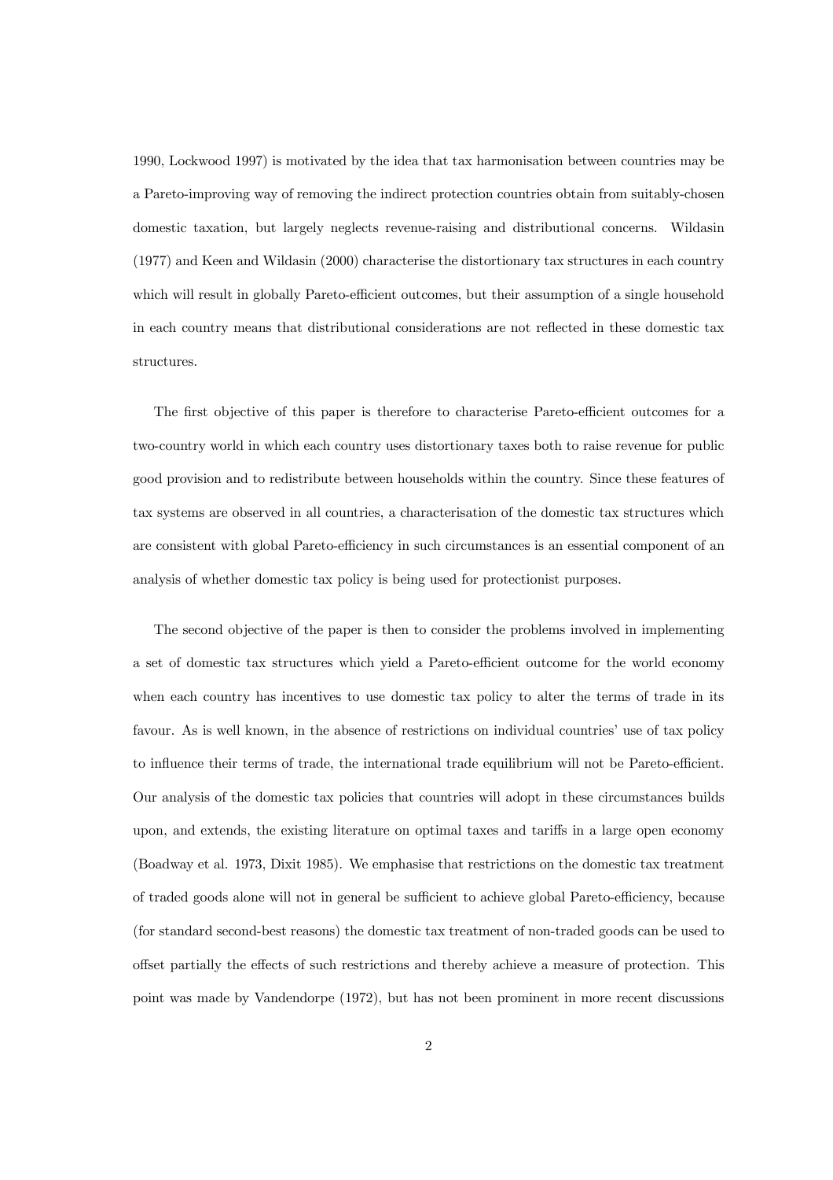1990, Lockwood 1997) is motivated by the idea that tax harmonisation between countries may be a Pareto-improving way of removing the indirect protection countries obtain from suitably-chosen domestic taxation, but largely neglects revenue-raising and distributional concerns. Wildasin (1977) and Keen and Wildasin (2000) characterise the distortionary tax structures in each country which will result in globally Pareto-efficient outcomes, but their assumption of a single household in each country means that distributional considerations are not reflected in these domestic tax structures.

The first objective of this paper is therefore to characterise Pareto-efficient outcomes for a two-country world in which each country uses distortionary taxes both to raise revenue for public good provision and to redistribute between households within the country. Since these features of tax systems are observed in all countries, a characterisation of the domestic tax structures which are consistent with global Pareto-efficiency in such circumstances is an essential component of an analysis of whether domestic tax policy is being used for protectionist purposes.

The second objective of the paper is then to consider the problems involved in implementing a set of domestic tax structures which yield a Pareto-efficient outcome for the world economy when each country has incentives to use domestic tax policy to alter the terms of trade in its favour. As is well known, in the absence of restrictions on individual countries' use of tax policy to influence their terms of trade, the international trade equilibrium will not be Pareto-efficient. Our analysis of the domestic tax policies that countries will adopt in these circumstances builds upon, and extends, the existing literature on optimal taxes and tariffs in a large open economy (Boadway et al. 1973, Dixit 1985). We emphasise that restrictions on the domestic tax treatment of traded goods alone will not in general be sufficient to achieve global Pareto-efficiency, because (for standard second-best reasons) the domestic tax treatment of non-traded goods can be used to offset partially the effects of such restrictions and thereby achieve a measure of protection. This point was made by Vandendorpe (1972), but has not been prominent in more recent discussions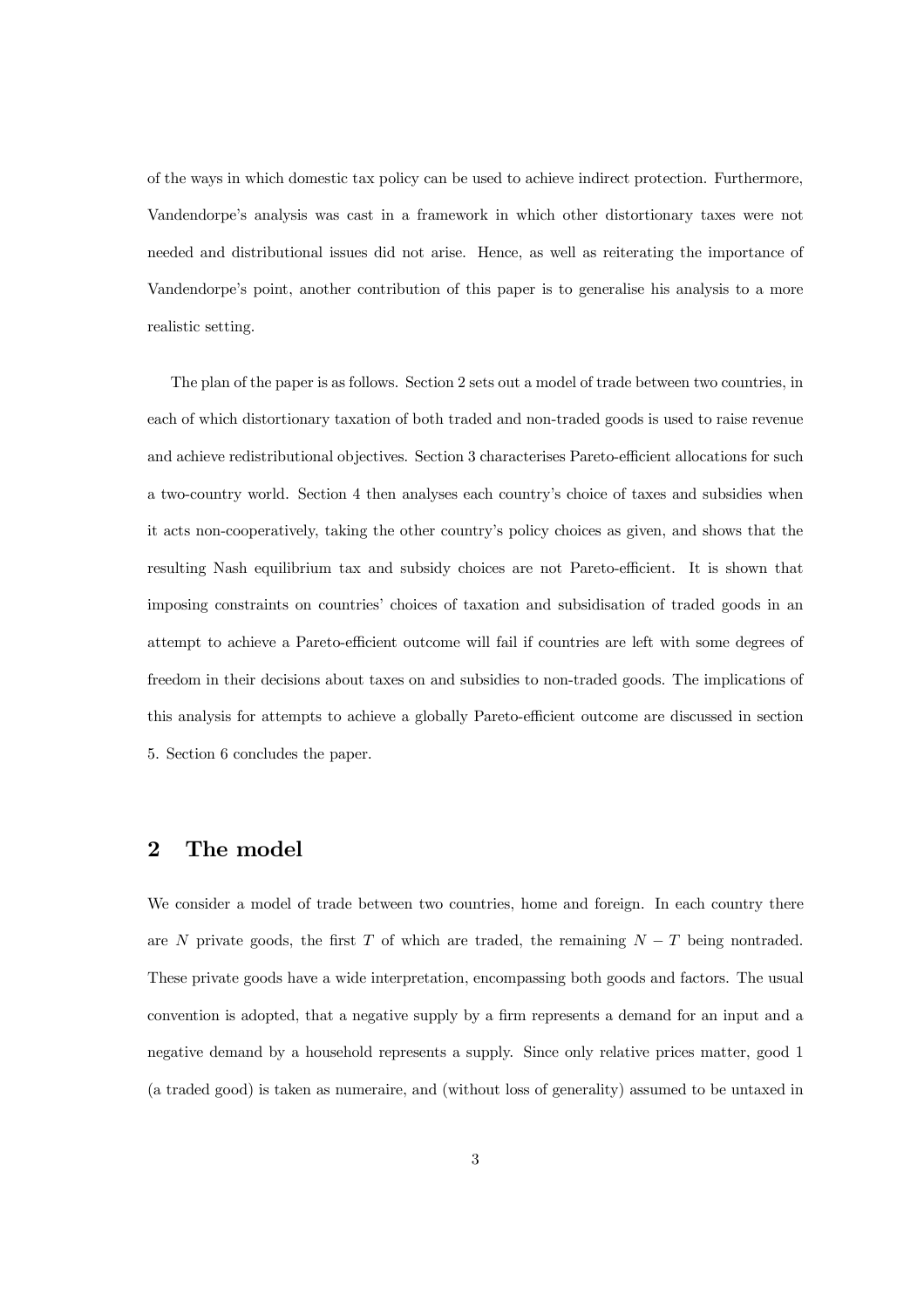of the ways in which domestic tax policy can be used to achieve indirect protection. Furthermore, Vandendorpe's analysis was cast in a framework in which other distortionary taxes were not needed and distributional issues did not arise. Hence, as well as reiterating the importance of Vandendorpe's point, another contribution of this paper is to generalise his analysis to a more realistic setting.

The plan of the paper is as follows. Section 2 sets out a model of trade between two countries, in each of which distortionary taxation of both traded and non-traded goods is used to raise revenue and achieve redistributional objectives. Section 3 characterises Pareto-efficient allocations for such a two-country world. Section 4 then analyses each country's choice of taxes and subsidies when it acts non-cooperatively, taking the other country's policy choices as given, and shows that the resulting Nash equilibrium tax and subsidy choices are not Pareto-efficient. It is shown that imposing constraints on countries' choices of taxation and subsidisation of traded goods in an attempt to achieve a Pareto-efficient outcome will fail if countries are left with some degrees of freedom in their decisions about taxes on and subsidies to non-traded goods. The implications of this analysis for attempts to achieve a globally Pareto-efficient outcome are discussed in section 5. Section 6 concludes the paper.

## 2 The model

We consider a model of trade between two countries, home and foreign. In each country there are $N$ private goods, the first $T$ of which are traded, the remaining $N - T$ being nontraded. These private goods have a wide interpretation, encompassing both goods and factors. The usual convention is adopted, that a negative supply by a firm represents a demand for an input and a negative demand by a household represents a supply. Since only relative prices matter, good 1 (a traded good) is taken as numeraire, and (without loss of generality) assumed to be untaxed in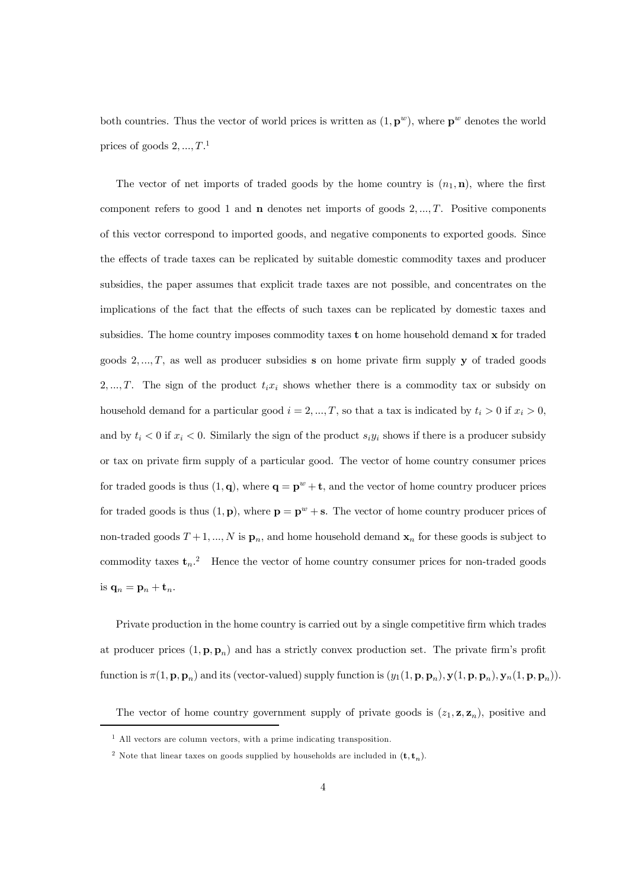both countries. Thus the vector of world prices is written as $(1, \mathbf{p}^w)$, where $\mathbf{p}^w$ denotes the world prices of goods $2, ..., T$.[1]

The vector of net imports of traded goods by the home country is $(n_1, \mathbf{n})$, where the first component refers to good 1 and $\mathbf{n}$ denotes net imports of goods $2, ..., T$. Positive components of this vector correspond to imported goods, and negative components to exported goods. Since the effects of trade taxes can be replicated by suitable domestic commodity taxes and producer subsidies, the paper assumes that explicit trade taxes are not possible, and concentrates on the implications of the fact that the effects of such taxes can be replicated by domestic taxes and subsidies. The home country imposes commodity taxes $\mathbf{t}$ on home household demand $\mathbf{x}$ for traded goods $2, ..., T$, as well as producer subsidies $\mathbf{s}$ on home private firm supply $\mathbf{y}$ of traded goods $2, ..., T$. The sign of the product $t_i x_i$ shows whether there is a commodity tax or subsidy on household demand for a particular good $i = 2, ..., T$, so that a tax is indicated by $t_i > 0$ if $x_i > 0$, and by $t_i < 0$ if $x_i < 0$. Similarly the sign of the product $s_i y_i$ shows if there is a producer subsidy or tax on private firm supply of a particular good. The vector of home country consumer prices for traded goods is thus $(1, \mathbf{q})$, where $\mathbf{q} = \mathbf{p}^w + \mathbf{t}$, and the vector of home country producer prices for traded goods is thus $(1, \mathbf{p})$, where $\mathbf{p} = \mathbf{p}^w + \mathbf{s}$. The vector of home country producer prices of non-traded goods $T+1, ..., N$ is $\mathbf{p}_n$, and home household demand $\mathbf{x}_n$ for these goods is subject to commodity taxes $\mathbf{t}_n$.[2] Hence the vector of home country consumer prices for non-traded goods is $\mathbf{q}_n = \mathbf{p}_n + \mathbf{t}_n$.

Private production in the home country is carried out by a single competitive firm which trades at producer prices $(1, \mathbf{p}, \mathbf{p}_n)$ and has a strictly convex production set. The private firm's profit function is $\pi(1, \mathbf{p}, \mathbf{p}_n)$ and its (vector-valued) supply function is $(y_1(1, \mathbf{p}, \mathbf{p}_n), \mathbf{y}(1, \mathbf{p}, \mathbf{p}_n), \mathbf{y}_n(1, \mathbf{p}, \mathbf{p}_n))$.

The vector of home country government supply of private goods is $(z_1, \mathbf{z}, \mathbf{z}_n)$, positive and

---

[1] All vectors are column vectors, with a prime indicating transposition.

[2] Note that linear taxes on goods supplied by households are included in $(\mathbf{t}, \mathbf{t}_n)$.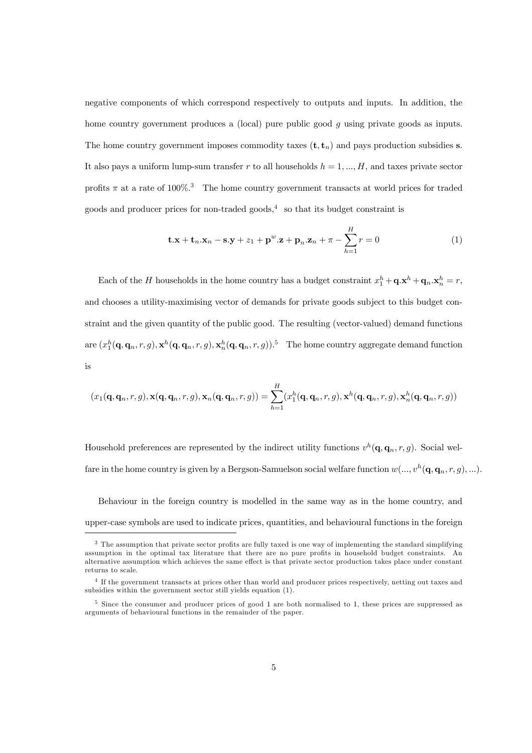negative components of which correspond respectively to outputs and inputs. In addition, the home country government produces a (local) pure public good $g$ using private goods as inputs. The home country government imposes commodity taxes $(\mathbf{t}, \mathbf{t}_n)$ and pays production subsidies $\mathbf{s}$. It also pays a uniform lump-sum transfer $r$ to all households $h = 1, ..., H$, and taxes private sector profits $\pi$ at a rate of 100%.[3] The home country government transacts at world prices for traded goods and producer prices for non-traded goods,[4] so that its budget constraint is

$$\mathbf{t}.\mathbf{x} + \mathbf{t}_n.\mathbf{x}_n - \mathbf{s}.\mathbf{y} + z_1 + \mathbf{p}^w.\mathbf{z} + \mathbf{p}_n.\mathbf{z}_n + \pi - \sum_{h=1}^{H} r = 0 \tag{1}$$

Each of the $H$ households in the home country has a budget constraint $x_1^h + \mathbf{q}.\mathbf{x}^h + \mathbf{q}_n.\mathbf{x}_n^h = r$, and chooses a utility-maximising vector of demands for private goods subject to this budget constraint and the given quantity of the public good. The resulting (vector-valued) demand functions are $(x_1^h(\mathbf{q}, \mathbf{q}_n, r, g), \mathbf{x}^h(\mathbf{q}, \mathbf{q}_n, r, g), \mathbf{x}_n^h(\mathbf{q}, \mathbf{q}_n, r, g))$.[5] The home country aggregate demand function is

$$(x_1(\mathbf{q}, \mathbf{q}_n, r, g), \mathbf{x}(\mathbf{q}, \mathbf{q}_n, r, g), \mathbf{x}_n(\mathbf{q}, \mathbf{q}_n, r, g)) = \sum_{h=1}^{H} (x_1^h(\mathbf{q}, \mathbf{q}_n, r, g), \mathbf{x}^h(\mathbf{q}, \mathbf{q}_n, r, g), \mathbf{x}_n^h(\mathbf{q}, \mathbf{q}_n, r, g))$$

Household preferences are represented by the indirect utility functions $v^h(\mathbf{q}, \mathbf{q}_n, r, g)$. Social welfare in the home country is given by a Bergson-Samuelson social welfare function $w(..., v^h(\mathbf{q}, \mathbf{q}_n, r, g), ...)$.

Behaviour in the foreign country is modelled in the same way as in the home country, and upper-case symbols are used to indicate prices, quantities, and behavioural functions in the foreign

---

[3] The assumption that private sector profits are fully taxed is one way of implementing the standard simplifying assumption in the optimal tax literature that there are no pure profits in household budget constraints. An alternative assumption which achieves the same effect is that private sector production takes place under constant returns to scale.

[4] If the government transacts at prices other than world and producer prices respectively, netting out taxes and subsidies within the government sector still yields equation (1).

[5] Since the consumer and producer prices of good 1 are both normalised to 1, these prices are suppressed as arguments of behavioural functions in the remainder of the paper.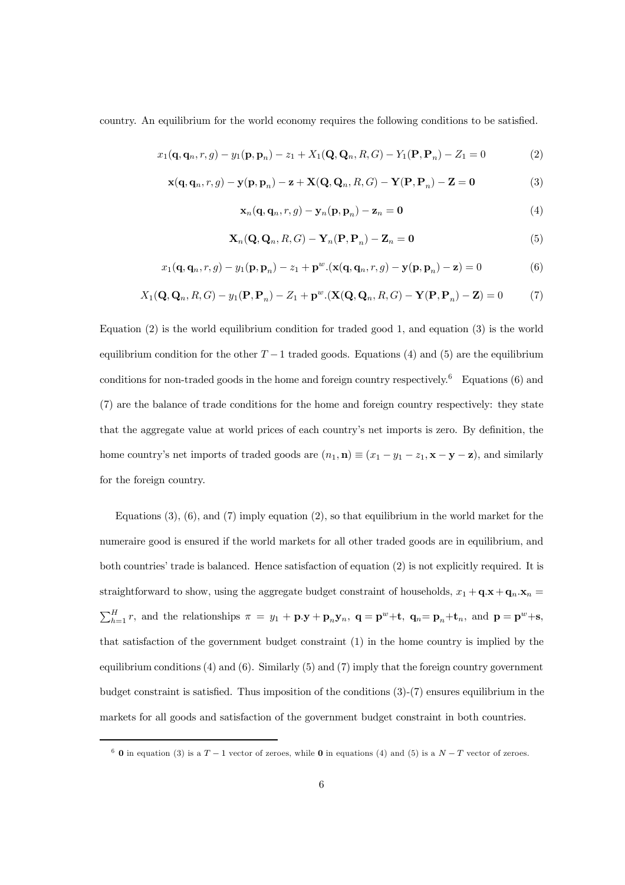country. An equilibrium for the world economy requires the following conditions to be satisfied.

$$x_1(\mathbf{q}, \mathbf{q}_n, r, g) - y_1(\mathbf{p}, \mathbf{p}_n) - z_1 + X_1(\mathbf{Q}, \mathbf{Q}_n, R, G) - Y_1(\mathbf{P}, \mathbf{P}_n) - Z_1 = 0 \tag{2}$$

$$\mathbf{x}(\mathbf{q}, \mathbf{q}_n, r, g) - \mathbf{y}(\mathbf{p}, \mathbf{p}_n) - \mathbf{z} + \mathbf{X}(\mathbf{Q}, \mathbf{Q}_n, R, G) - \mathbf{Y}(\mathbf{P}, \mathbf{P}_n) - \mathbf{Z} = \mathbf{0} \tag{3}$$

$$\mathbf{x}_n(\mathbf{q}, \mathbf{q}_n, r, g) - \mathbf{y}_n(\mathbf{p}, \mathbf{p}_n) - \mathbf{z}_n = \mathbf{0} \tag{4}$$

$$\mathbf{X}_n(\mathbf{Q}, \mathbf{Q}_n, R, G) - \mathbf{Y}_n(\mathbf{P}, \mathbf{P}_n) - \mathbf{Z}_n = \mathbf{0} \tag{5}$$

$$x_1(\mathbf{q}, \mathbf{q}_n, r, g) - y_1(\mathbf{p}, \mathbf{p}_n) - z_1 + \mathbf{p}^w.(\mathbf{x}(\mathbf{q}, \mathbf{q}_n, r, g) - \mathbf{y}(\mathbf{p}, \mathbf{p}_n) - \mathbf{z}) = 0 \tag{6}$$

$$X_1(\mathbf{Q}, \mathbf{Q}_n, R, G) - y_1(\mathbf{P}, \mathbf{P}_n) - Z_1 + \mathbf{p}^w.(\mathbf{X}(\mathbf{Q}, \mathbf{Q}_n, R, G) - \mathbf{Y}(\mathbf{P}, \mathbf{P}_n) - \mathbf{Z}) = 0 \tag{7}$$

Equation (2) is the world equilibrium condition for traded good 1, and equation (3) is the world equilibrium condition for the other $T-1$ traded goods. Equations (4) and (5) are the equilibrium conditions for non-traded goods in the home and foreign country respectively.[6] Equations (6) and (7) are the balance of trade conditions for the home and foreign country respectively: they state that the aggregate value at world prices of each country's net imports is zero. By definition, the home country's net imports of traded goods are $(n_1, \mathbf{n}) \equiv (x_1 - y_1 - z_1, \mathbf{x} - \mathbf{y} - \mathbf{z})$, and similarly for the foreign country.

Equations (3), (6), and (7) imply equation (2), so that equilibrium in the world market for the numeraire good is ensured if the world markets for all other traded goods are in equilibrium, and both countries' trade is balanced. Hence satisfaction of equation (2) is not explicitly required. It is straightforward to show, using the aggregate budget constraint of households, $x_1 + \mathbf{q}.\mathbf{x} + \mathbf{q}_n.\mathbf{x}_n = \sum_{h=1}^{H} r$, and the relationships $\pi = y_1 + \mathbf{p}.\mathbf{y} + \mathbf{p}_n \mathbf{y}_n$, $\mathbf{q} = \mathbf{p}^w + \mathbf{t}$, $\mathbf{q}_n = \mathbf{p}_n + \mathbf{t}_n$, and $\mathbf{p} = \mathbf{p}^w + \mathbf{s}$, that satisfaction of the government budget constraint (1) in the home country is implied by the equilibrium conditions (4) and (6). Similarly (5) and (7) imply that the foreign country government budget constraint is satisfied. Thus imposition of the conditions (3)-(7) ensures equilibrium in the markets for all goods and satisfaction of the government budget constraint in both countries.

[6] $\mathbf{0}$ in equation (3) is a $T-1$ vector of zeroes, while $\mathbf{0}$ in equations (4) and (5) is a $N-T$ vector of zeroes.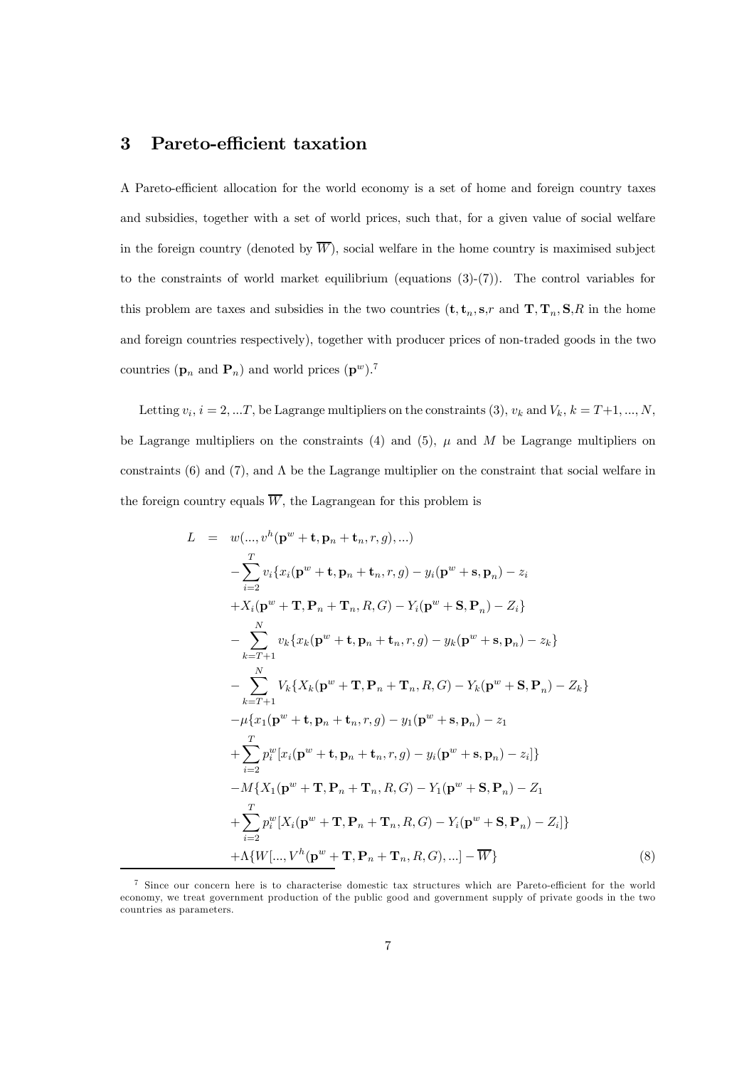## 3 Pareto-efficient taxation

A Pareto-efficient allocation for the world economy is a set of home and foreign country taxes and subsidies, together with a set of world prices, such that, for a given value of social welfare in the foreign country (denoted by $\overline{W}$), social welfare in the home country is maximised subject to the constraints of world market equilibrium (equations (3)-(7)). The control variables for this problem are taxes and subsidies in the two countries ($\mathbf{t}, \mathbf{t}_n, \mathbf{s}, r$ and $\mathbf{T}, \mathbf{T}_n, \mathbf{S}, R$ in the home and foreign countries respectively), together with producer prices of non-traded goods in the two countries ($\mathbf{p}_n$ and $\mathbf{P}_n$) and world prices ($\mathbf{p}^w$).[7]

Letting $v_i$, $i = 2, ...T$, be Lagrange multipliers on the constraints (3), $v_k$ and $V_k$, $k = T+1, ..., N$, be Lagrange multipliers on the constraints (4) and (5), $\mu$ and $M$ be Lagrange multipliers on constraints (6) and (7), and $\Lambda$ be the Lagrange multiplier on the constraint that social welfare in the foreign country equals $\overline{W}$, the Lagrangean for this problem is

$$
\begin{aligned}
L \;=\; & w(..., v^h(\mathbf{p}^w + \mathbf{t}, \mathbf{p}_n + \mathbf{t}_n, r, g), ...) \\
& - \sum_{i=2}^{T} v_i \{ x_i(\mathbf{p}^w + \mathbf{t}, \mathbf{p}_n + \mathbf{t}_n, r, g) - y_i(\mathbf{p}^w + \mathbf{s}, \mathbf{p}_n) - z_i \\
& + X_i(\mathbf{p}^w + \mathbf{T}, \mathbf{P}_n + \mathbf{T}_n, R, G) - Y_i(\mathbf{p}^w + \mathbf{S}, \mathbf{P}_n) - Z_i \} \\
& - \sum_{k=T+1}^{N} v_k \{ x_k(\mathbf{p}^w + \mathbf{t}, \mathbf{p}_n + \mathbf{t}_n, r, g) - y_k(\mathbf{p}^w + \mathbf{s}, \mathbf{p}_n) - z_k \} \\
& - \sum_{k=T+1}^{N} V_k \{ X_k(\mathbf{p}^w + \mathbf{T}, \mathbf{P}_n + \mathbf{T}_n, R, G) - Y_k(\mathbf{p}^w + \mathbf{S}, \mathbf{P}_n) - Z_k \} \\
& - \mu \{ x_1(\mathbf{p}^w + \mathbf{t}, \mathbf{p}_n + \mathbf{t}_n, r, g) - y_1(\mathbf{p}^w + \mathbf{s}, \mathbf{p}_n) - z_1 \\
& + \sum_{i=2}^{T} p_i^w [ x_i(\mathbf{p}^w + \mathbf{t}, \mathbf{p}_n + \mathbf{t}_n, r, g) - y_i(\mathbf{p}^w + \mathbf{s}, \mathbf{p}_n) - z_i ] \} \\
& - M \{ X_1(\mathbf{p}^w + \mathbf{T}, \mathbf{P}_n + \mathbf{T}_n, R, G) - Y_1(\mathbf{p}^w + \mathbf{S}, \mathbf{P}_n) - Z_1 \\
& + \sum_{i=2}^{T} p_i^w [ X_i(\mathbf{p}^w + \mathbf{T}, \mathbf{P}_n + \mathbf{T}_n, R, G) - Y_i(\mathbf{p}^w + \mathbf{S}, \mathbf{P}_n) - Z_i ] \} \\
& + \Lambda \{ W[..., V^h(\mathbf{p}^w + \mathbf{T}, \mathbf{P}_n + \mathbf{T}_n, R, G), ...] - \overline{W} \}
\end{aligned}
\tag{8}
$$

[7] Since our concern here is to characterise domestic tax structures which are Pareto-efficient for the world economy, we treat government production of the public good and government supply of private goods in the two countries as parameters.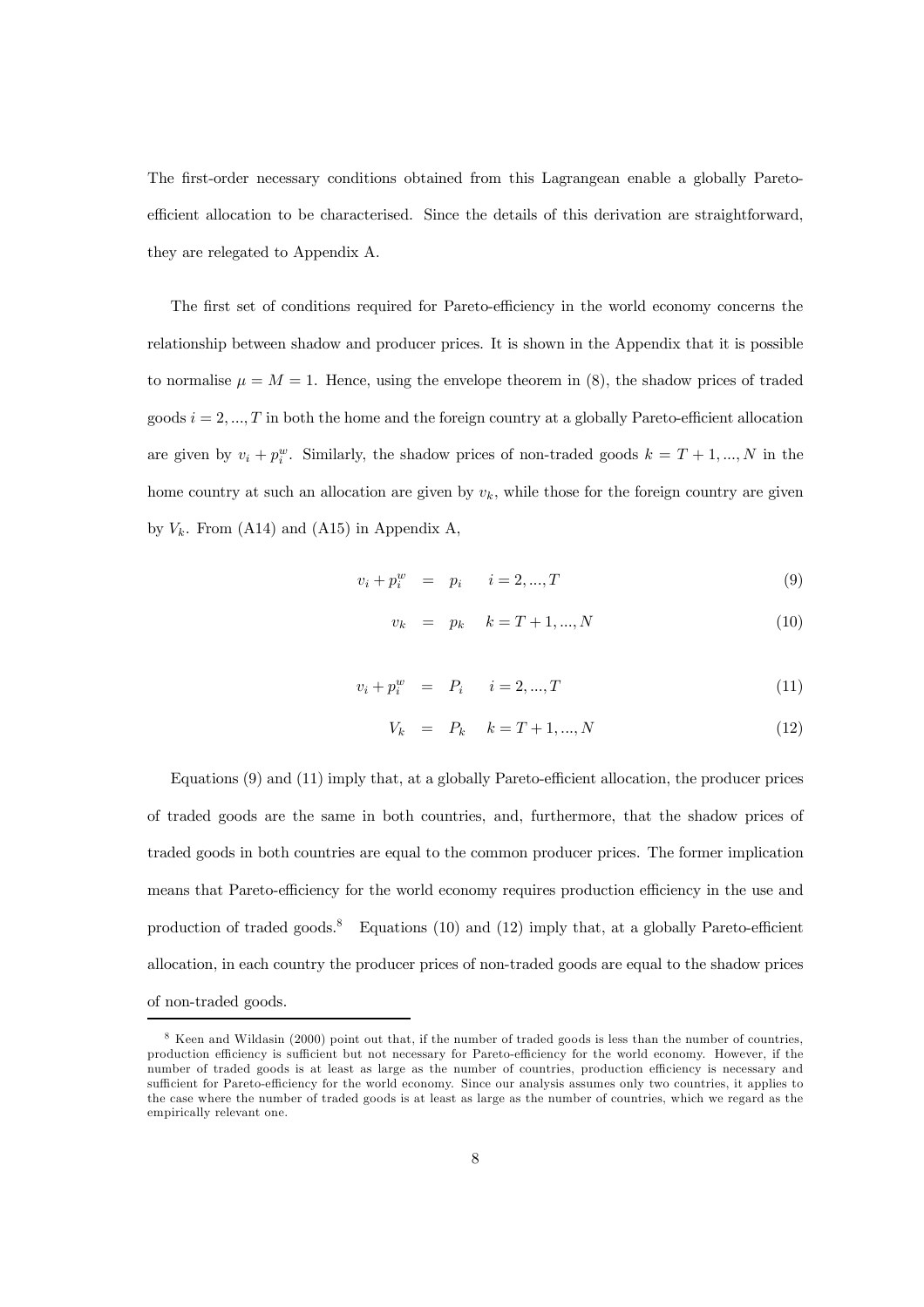The first-order necessary conditions obtained from this Lagrangean enable a globally Pareto-efficient allocation to be characterised. Since the details of this derivation are straightforward, they are relegated to Appendix A.

The first set of conditions required for Pareto-efficiency in the world economy concerns the relationship between shadow and producer prices. It is shown in the Appendix that it is possible to normalise $\mu = M = 1$. Hence, using the envelope theorem in (8), the shadow prices of traded goods $i = 2, ..., T$ in both the home and the foreign country at a globally Pareto-efficient allocation are given by $v_i + p_i^w$. Similarly, the shadow prices of non-traded goods $k = T+1, ..., N$ in the home country at such an allocation are given by $v_k$, while those for the foreign country are given by $V_k$. From (A14) and (A15) in Appendix A,

$$v_i + p_i^w = p_i \qquad i = 2, ..., T \tag{9}$$

$$v_k = p_k \qquad k = T+1, ..., N \tag{10}$$

$$v_i + p_i^w = P_i \qquad i = 2, ..., T \tag{11}$$

$$V_k = P_k \qquad k = T+1, ..., N \tag{12}$$

Equations (9) and (11) imply that, at a globally Pareto-efficient allocation, the producer prices of traded goods are the same in both countries, and, furthermore, that the shadow prices of traded goods in both countries are equal to the common producer prices. The former implication means that Pareto-efficiency for the world economy requires production efficiency in the use and production of traded goods.[8] Equations (10) and (12) imply that, at a globally Pareto-efficient allocation, in each country the producer prices of non-traded goods are equal to the shadow prices of non-traded goods.

[8] Keen and Wildasin (2000) point out that, if the number of traded goods is less than the number of countries, production efficiency is sufficient but not necessary for Pareto-efficiency for the world economy. However, if the number of traded goods is at least as large as the number of countries, production efficiency is necessary and sufficient for Pareto-efficiency for the world economy. Since our analysis assumes only two countries, it applies to the case where the number of traded goods is at least as large as the number of countries, which we regard as the empirically relevant one.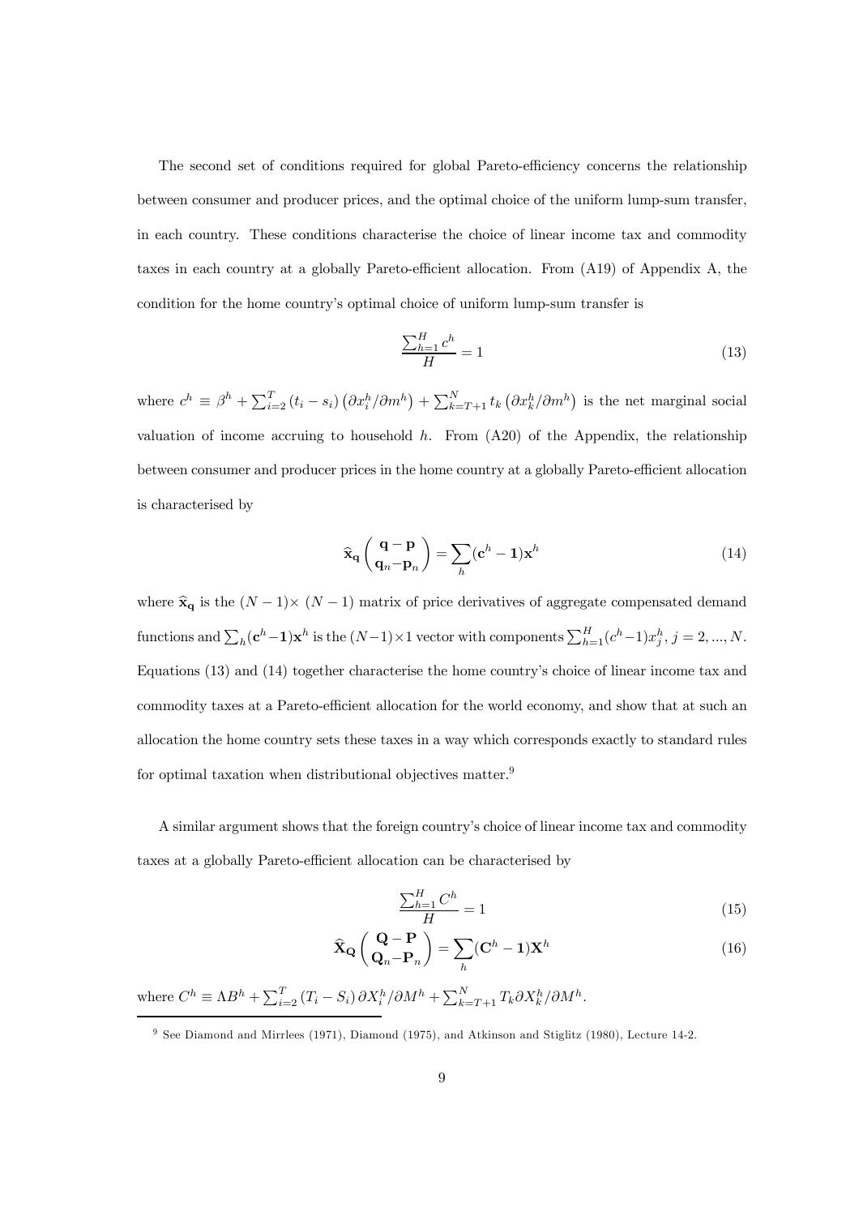The second set of conditions required for global Pareto-efficiency concerns the relationship between consumer and producer prices, and the optimal choice of the uniform lump-sum transfer, in each country. These conditions characterise the choice of linear income tax and commodity taxes in each country at a globally Pareto-efficient allocation. From (A19) of Appendix A, the condition for the home country's optimal choice of uniform lump-sum transfer is

$$\frac{\sum_{h=1}^{H} c^h}{H} = 1 \tag{13}$$

where $c^h \equiv \beta^h + \sum_{i=2}^{T} (t_i - s_i) \left(\partial x_i^h / \partial m^h\right) + \sum_{k=T+1}^{N} t_k \left(\partial x_k^h / \partial m^h\right)$ is the net marginal social valuation of income accruing to household $h$. From (A20) of the Appendix, the relationship between consumer and producer prices in the home country at a globally Pareto-efficient allocation is characterised by

$$\widehat{\mathbf{x}}_{\mathbf{q}} \begin{pmatrix} \mathbf{q} - \mathbf{p} \\ \mathbf{q}_n - \mathbf{p}_n \end{pmatrix} = \sum_h (\mathbf{c}^h - \mathbf{1}) \mathbf{x}^h \tag{14}$$

where $\widehat{\mathbf{x}}_{\mathbf{q}}$ is the $(N-1) \times (N-1)$ matrix of price derivatives of aggregate compensated demand functions and $\sum_h (\mathbf{c}^h - \mathbf{1}) \mathbf{x}^h$ is the $(N-1) \times 1$ vector with components $\sum_{h=1}^{H} (c^h - 1) x_j^h$, $j = 2, ..., N$. Equations (13) and (14) together characterise the home country's choice of linear income tax and commodity taxes at a Pareto-efficient allocation for the world economy, and show that at such an allocation the home country sets these taxes in a way which corresponds exactly to standard rules for optimal taxation when distributional objectives matter.[9]

A similar argument shows that the foreign country's choice of linear income tax and commodity taxes at a globally Pareto-efficient allocation can be characterised by

$$\frac{\sum_{h=1}^{H} C^h}{H} = 1 \tag{15}$$

$$\widehat{\mathbf{X}}_{\mathbf{Q}} \begin{pmatrix} \mathbf{Q} - \mathbf{P} \\ \mathbf{Q}_n - \mathbf{P}_n \end{pmatrix} = \sum_h (\mathbf{C}^h - \mathbf{1}) \mathbf{X}^h \tag{16}$$

where $C^h \equiv \Lambda B^h + \sum_{i=2}^{T} (T_i - S_i) \, \partial X_i^h / \partial M^h + \sum_{k=T+1}^{N} T_k \partial X_k^h / \partial M^h$.

[9] See Diamond and Mirrlees (1971), Diamond (1975), and Atkinson and Stiglitz (1980), Lecture 14-2.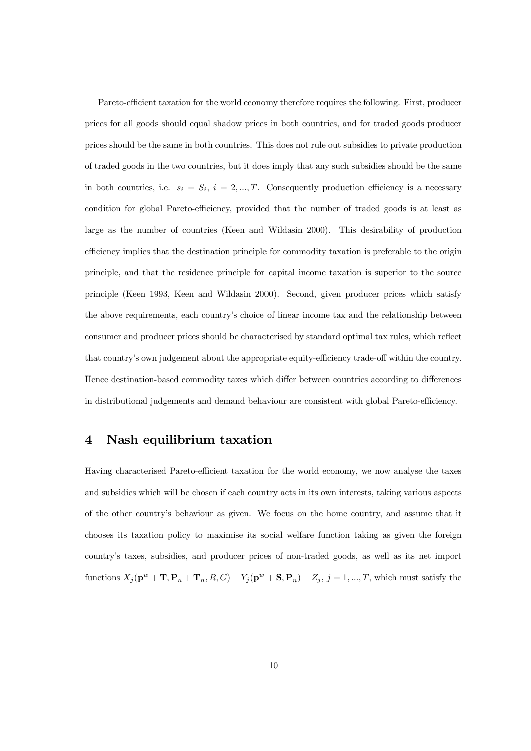Pareto-efficient taxation for the world economy therefore requires the following. First, producer prices for all goods should equal shadow prices in both countries, and for traded goods producer prices should be the same in both countries. This does not rule out subsidies to private production of traded goods in the two countries, but it does imply that any such subsidies should be the same in both countries, i.e. $s_i = S_i$, $i = 2, ..., T$. Consequently production efficiency is a necessary condition for global Pareto-efficiency, provided that the number of traded goods is at least as large as the number of countries (Keen and Wildasin 2000). This desirability of production efficiency implies that the destination principle for commodity taxation is preferable to the origin principle, and that the residence principle for capital income taxation is superior to the source principle (Keen 1993, Keen and Wildasin 2000). Second, given producer prices which satisfy the above requirements, each country's choice of linear income tax and the relationship between consumer and producer prices should be characterised by standard optimal tax rules, which reflect that country's own judgement about the appropriate equity-efficiency trade-off within the country. Hence destination-based commodity taxes which differ between countries according to differences in distributional judgements and demand behaviour are consistent with global Pareto-efficiency.

# 4 Nash equilibrium taxation

Having characterised Pareto-efficient taxation for the world economy, we now analyse the taxes and subsidies which will be chosen if each country acts in its own interests, taking various aspects of the other country's behaviour as given. We focus on the home country, and assume that it chooses its taxation policy to maximise its social welfare function taking as given the foreign country's taxes, subsidies, and producer prices of non-traded goods, as well as its net import functions $X_j(\mathbf{p}^w + \mathbf{T}, \mathbf{P}_n + \mathbf{T}_n, R, G) - Y_j(\mathbf{p}^w + \mathbf{S}, \mathbf{P}_n) - Z_j$, $j = 1, ..., T$, which must satisfy the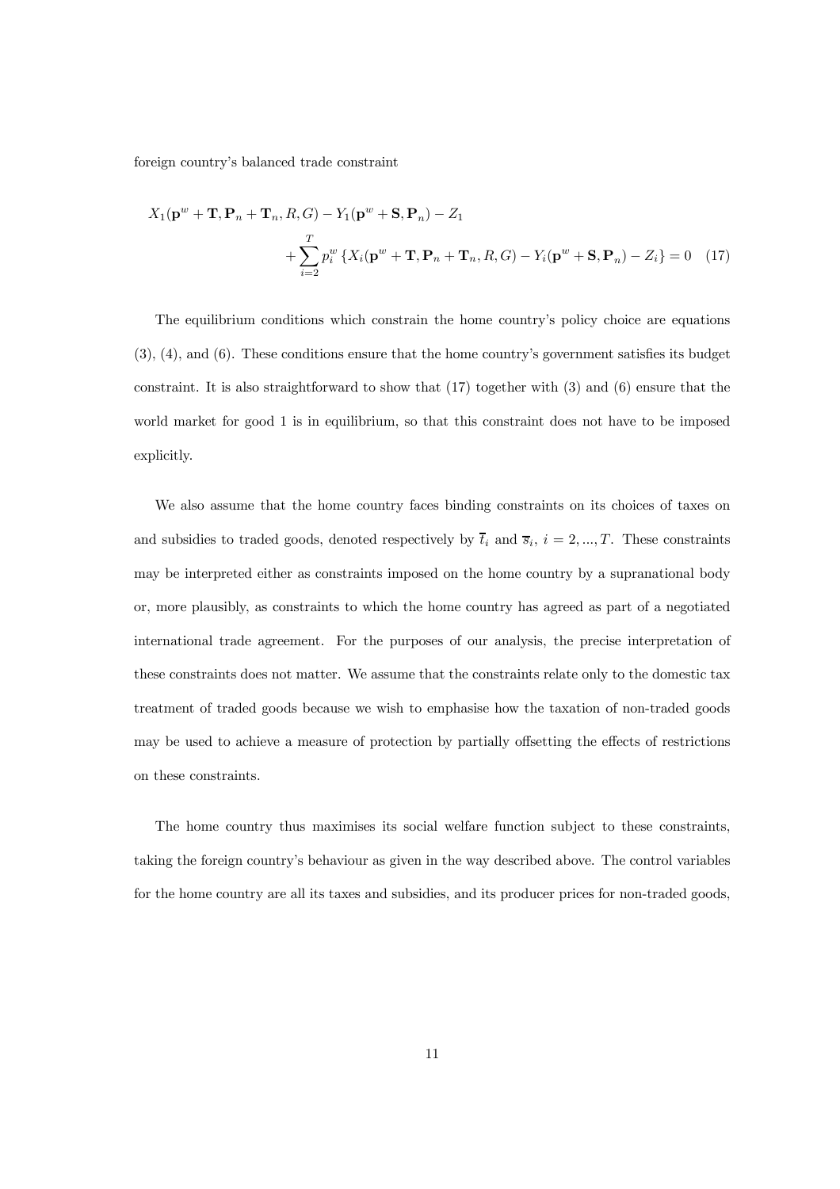foreign country's balanced trade constraint

$$X_1(\mathbf{p}^w + \mathbf{T}, \mathbf{P}_n + \mathbf{T}_n, R, G) - Y_1(\mathbf{p}^w + \mathbf{S}, \mathbf{P}_n) - Z_1 + \sum_{i=2}^{T} p_i^w \left\{ X_i(\mathbf{p}^w + \mathbf{T}, \mathbf{P}_n + \mathbf{T}_n, R, G) - Y_i(\mathbf{p}^w + \mathbf{S}, \mathbf{P}_n) - Z_i \right\} = 0 \quad (17)$$

The equilibrium conditions which constrain the home country's policy choice are equations (3), (4), and (6). These conditions ensure that the home country's government satisfies its budget constraint. It is also straightforward to show that (17) together with (3) and (6) ensure that the world market for good 1 is in equilibrium, so that this constraint does not have to be imposed explicitly.

We also assume that the home country faces binding constraints on its choices of taxes on and subsidies to traded goods, denoted respectively by $\overline{t}_i$ and $\overline{s}_i$, $i = 2, ..., T$. These constraints may be interpreted either as constraints imposed on the home country by a supranational body or, more plausibly, as constraints to which the home country has agreed as part of a negotiated international trade agreement. For the purposes of our analysis, the precise interpretation of these constraints does not matter. We assume that the constraints relate only to the domestic tax treatment of traded goods because we wish to emphasise how the taxation of non-traded goods may be used to achieve a measure of protection by partially offsetting the effects of restrictions on these constraints.

The home country thus maximises its social welfare function subject to these constraints, taking the foreign country's behaviour as given in the way described above. The control variables for the home country are all its taxes and subsidies, and its producer prices for non-traded goods,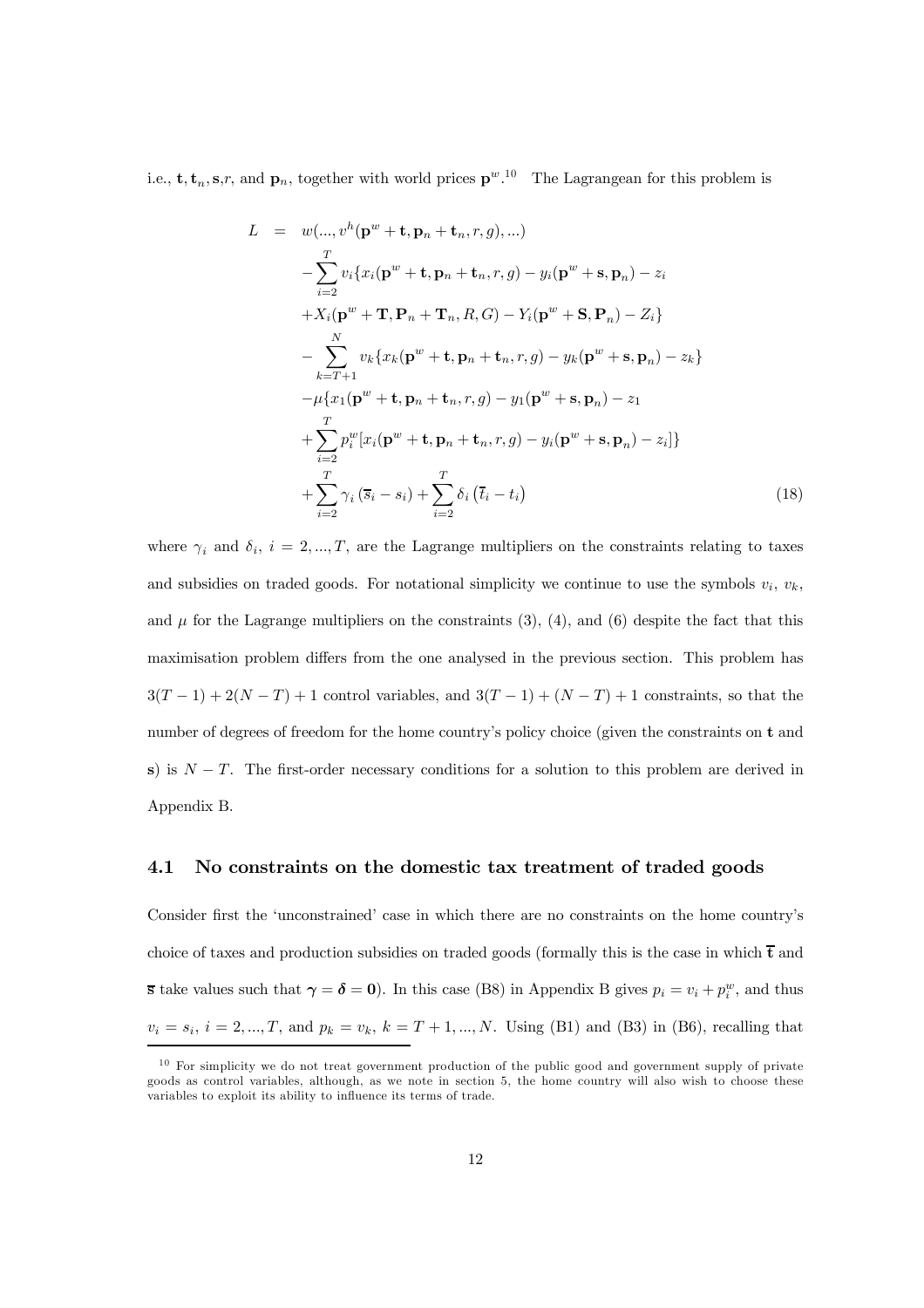i.e., $\mathbf{t}, \mathbf{t}_n, \mathbf{s}$,$r$, and $\mathbf{p}_n$, together with world prices $\mathbf{p}^w$.[10] The Lagrangean for this problem is

$$
\begin{aligned}
L &= w(..., v^h(\mathbf{p}^w + \mathbf{t}, \mathbf{p}_n + \mathbf{t}_n, r, g), ...) \\
&\quad - \sum_{i=2}^{T} v_i \{ x_i(\mathbf{p}^w + \mathbf{t}, \mathbf{p}_n + \mathbf{t}_n, r, g) - y_i(\mathbf{p}^w + \mathbf{s}, \mathbf{p}_n) - z_i \\
&\quad + X_i(\mathbf{p}^w + \mathbf{T}, \mathbf{P}_n + \mathbf{T}_n, R, G) - Y_i(\mathbf{p}^w + \mathbf{S}, \mathbf{P}_n) - Z_i \} \\
&\quad - \sum_{k=T+1}^{N} v_k \{ x_k(\mathbf{p}^w + \mathbf{t}, \mathbf{p}_n + \mathbf{t}_n, r, g) - y_k(\mathbf{p}^w + \mathbf{s}, \mathbf{p}_n) - z_k \} \\
&\quad - \mu \{ x_1(\mathbf{p}^w + \mathbf{t}, \mathbf{p}_n + \mathbf{t}_n, r, g) - y_1(\mathbf{p}^w + \mathbf{s}, \mathbf{p}_n) - z_1 \\
&\quad + \sum_{i=2}^{T} p_i^w [ x_i(\mathbf{p}^w + \mathbf{t}, \mathbf{p}_n + \mathbf{t}_n, r, g) - y_i(\mathbf{p}^w + \mathbf{s}, \mathbf{p}_n) - z_i ] \} \\
&\quad + \sum_{i=2}^{T} \gamma_i \left( \overline{s}_i - s_i \right) + \sum_{i=2}^{T} \delta_i \left( \overline{t}_i - t_i \right)
\end{aligned}
\tag{18}
$$

where $\gamma_i$ and $\delta_i$, $i = 2, ..., T$, are the Lagrange multipliers on the constraints relating to taxes and subsidies on traded goods. For notational simplicity we continue to use the symbols $v_i$, $v_k$, and $\mu$ for the Lagrange multipliers on the constraints (3), (4), and (6) despite the fact that this maximisation problem differs from the one analysed in the previous section. This problem has $3(T-1) + 2(N-T) + 1$ control variables, and $3(T-1) + (N-T) + 1$ constraints, so that the number of degrees of freedom for the home country's policy choice (given the constraints on $\mathbf{t}$ and $\mathbf{s}$) is $N - T$. The first-order necessary conditions for a solution to this problem are derived in Appendix B.

### 4.1 No constraints on the domestic tax treatment of traded goods

Consider first the 'unconstrained' case in which there are no constraints on the home country's choice of taxes and production subsidies on traded goods (formally this is the case in which $\overline{\mathbf{t}}$ and $\overline{\mathbf{s}}$ take values such that $\boldsymbol{\gamma} = \boldsymbol{\delta} = \mathbf{0}$). In this case (B8) in Appendix B gives $p_i = v_i + p_i^w$, and thus $v_i = s_i$, $i = 2, ..., T$, and $p_k = v_k$, $k = T+1, ..., N$. Using (B1) and (B3) in (B6), recalling that

[10] For simplicity we do not treat government production of the public good and government supply of private goods as control variables, although, as we note in section 5, the home country will also wish to choose these variables to exploit its ability to influence its terms of trade.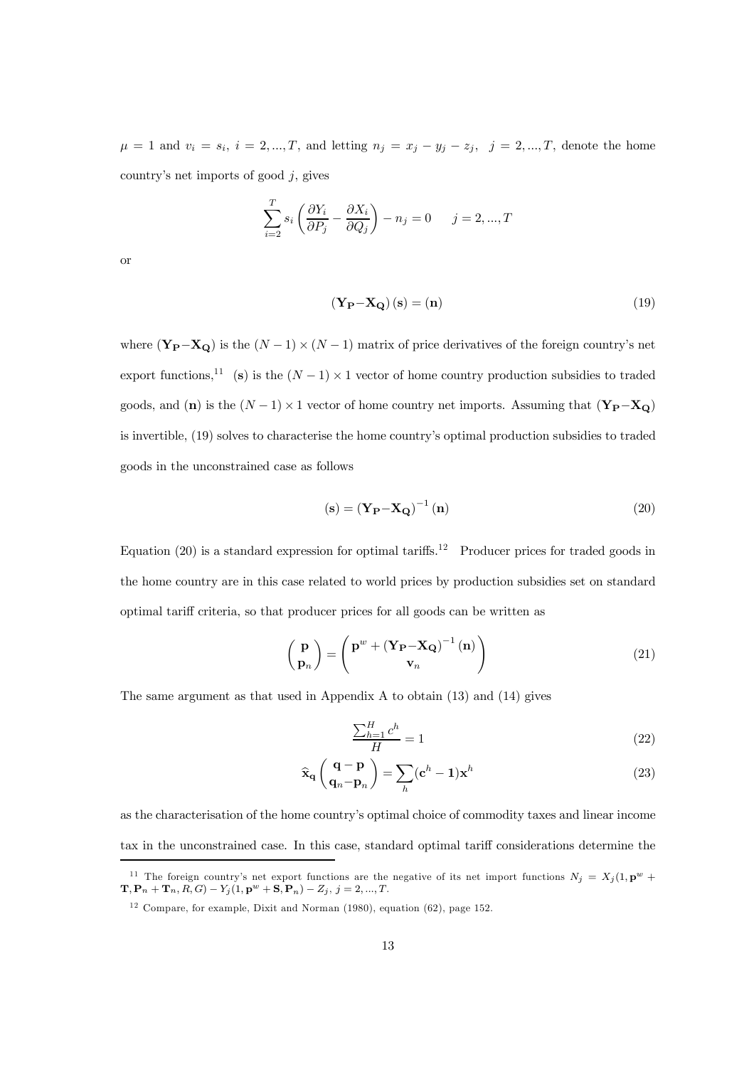$\mu = 1$ and $v_i = s_i$, $i = 2, ..., T$, and letting $n_j = x_j - y_j - z_j$, $j = 2, ..., T$, denote the home country's net imports of good $j$, gives

$$\sum_{i=2}^{T} s_i \left( \frac{\partial Y_i}{\partial P_j} - \frac{\partial X_i}{\partial Q_j} \right) - n_j = 0 \qquad j = 2, ..., T$$

or

$$(\mathbf{Y_P} - \mathbf{X_Q})(\mathbf{s}) = (\mathbf{n}) \tag{19}$$

where $(\mathbf{Y_P} - \mathbf{X_Q})$ is the $(N-1) \times (N-1)$ matrix of price derivatives of the foreign country's net export functions,[11] $(\mathbf{s})$ is the $(N-1) \times 1$ vector of home country production subsidies to traded goods, and $(\mathbf{n})$ is the $(N-1) \times 1$ vector of home country net imports. Assuming that $(\mathbf{Y_P} - \mathbf{X_Q})$ is invertible, (19) solves to characterise the home country's optimal production subsidies to traded goods in the unconstrained case as follows

$$(\mathbf{s}) = (\mathbf{Y_P} - \mathbf{X_Q})^{-1} (\mathbf{n}) \tag{20}$$

Equation (20) is a standard expression for optimal tariffs.[12] Producer prices for traded goods in the home country are in this case related to world prices by production subsidies set on standard optimal tariff criteria, so that producer prices for all goods can be written as

$$\begin{pmatrix} \mathbf{p} \\ \mathbf{p}_n \end{pmatrix} = \begin{pmatrix} \mathbf{p}^w + (\mathbf{Y_P} - \mathbf{X_Q})^{-1} (\mathbf{n}) \\ \mathbf{v}_n \end{pmatrix} \tag{21}$$

The same argument as that used in Appendix A to obtain (13) and (14) gives

$$\frac{\sum_{h=1}^{H} c^h}{H} = 1 \tag{22}$$

$$\widehat{\mathbf{x}}_{\mathbf{q}} \begin{pmatrix} \mathbf{q} - \mathbf{p} \\ \mathbf{q}_n - \mathbf{p}_n \end{pmatrix} = \sum_h (\mathbf{c}^h - \mathbf{1}) \mathbf{x}^h \tag{23}$$

as the characterisation of the home country's optimal choice of commodity taxes and linear income tax in the unconstrained case. In this case, standard optimal tariff considerations determine the

---

[11] The foreign country's net export functions are the negative of its net import functions $N_j = X_j(1, \mathbf{p}^w + \mathbf{T}, \mathbf{P}_n + \mathbf{T}_n, R, G) - Y_j(1, \mathbf{p}^w + \mathbf{S}, \mathbf{P}_n) - Z_j$, $j = 2, ..., T$.

[12] Compare, for example, Dixit and Norman (1980), equation (62), page 152.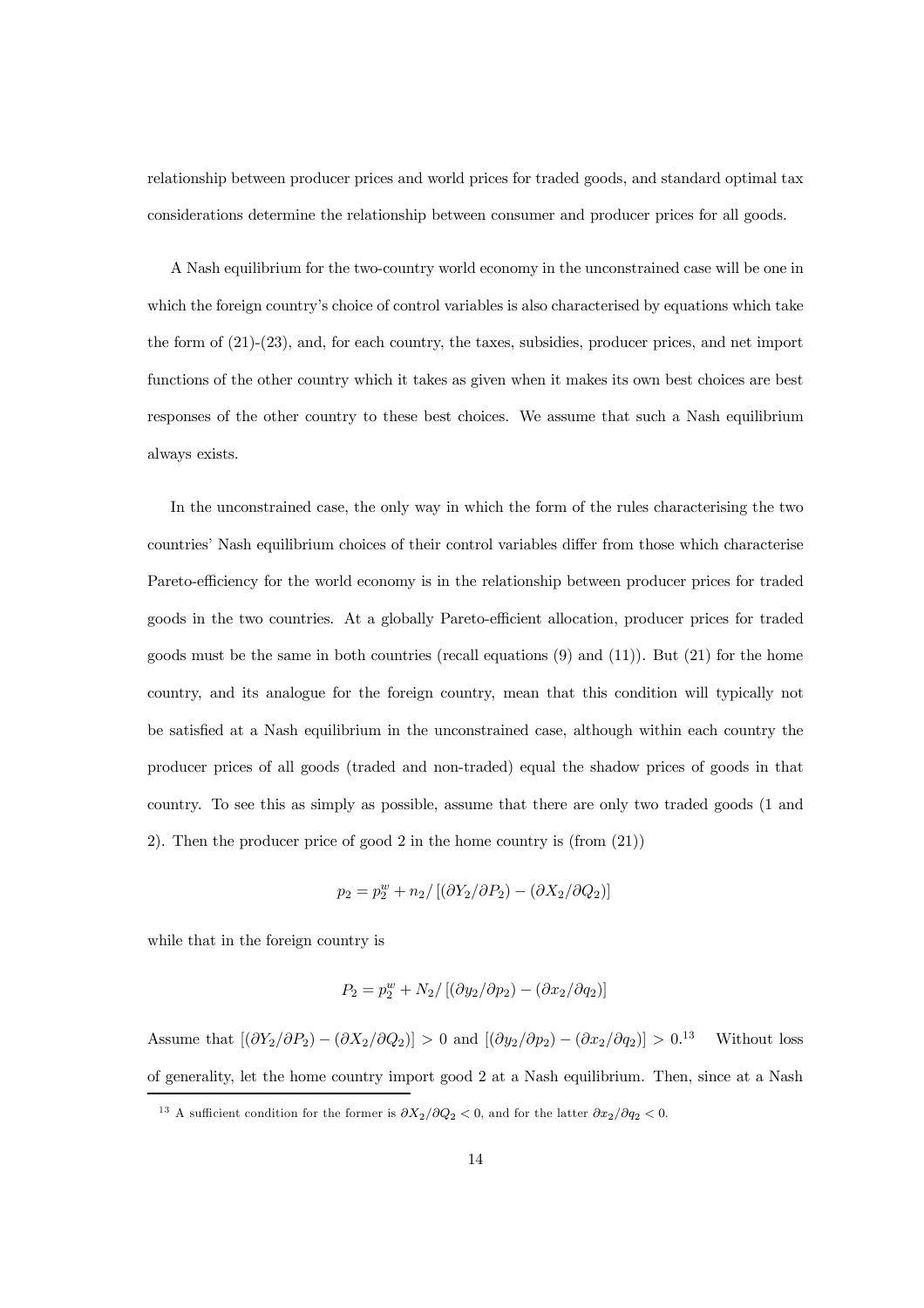relationship between producer prices and world prices for traded goods, and standard optimal tax considerations determine the relationship between consumer and producer prices for all goods.

A Nash equilibrium for the two-country world economy in the unconstrained case will be one in which the foreign country's choice of control variables is also characterised by equations which take the form of (21)-(23), and, for each country, the taxes, subsidies, producer prices, and net import functions of the other country which it takes as given when it makes its own best choices are best responses of the other country to these best choices. We assume that such a Nash equilibrium always exists.

In the unconstrained case, the only way in which the form of the rules characterising the two countries' Nash equilibrium choices of their control variables differ from those which characterise Pareto-efficiency for the world economy is in the relationship between producer prices for traded goods in the two countries. At a globally Pareto-efficient allocation, producer prices for traded goods must be the same in both countries (recall equations (9) and (11)). But (21) for the home country, and its analogue for the foreign country, mean that this condition will typically not be satisfied at a Nash equilibrium in the unconstrained case, although within each country the producer prices of all goods (traded and non-traded) equal the shadow prices of goods in that country. To see this as simply as possible, assume that there are only two traded goods (1 and 2). Then the producer price of good 2 in the home country is (from (21))

$$p_2 = p_2^w + n_2 / \left[ (\partial Y_2 / \partial P_2) - (\partial X_2 / \partial Q_2) \right]$$

while that in the foreign country is

$$P_2 = p_2^w + N_2 / \left[ (\partial y_2 / \partial p_2) - (\partial x_2 / \partial q_2) \right]$$

Assume that $[(\partial Y_2/\partial P_2) - (\partial X_2/\partial Q_2)] > 0$ and $[(\partial y_2/\partial p_2) - (\partial x_2/\partial q_2)] > 0$.[13] Without loss of generality, let the home country import good 2 at a Nash equilibrium. Then, since at a Nash

[13] A sufficient condition for the former is $\partial X_2/\partial Q_2 < 0$, and for the latter $\partial x_2/\partial q_2 < 0$.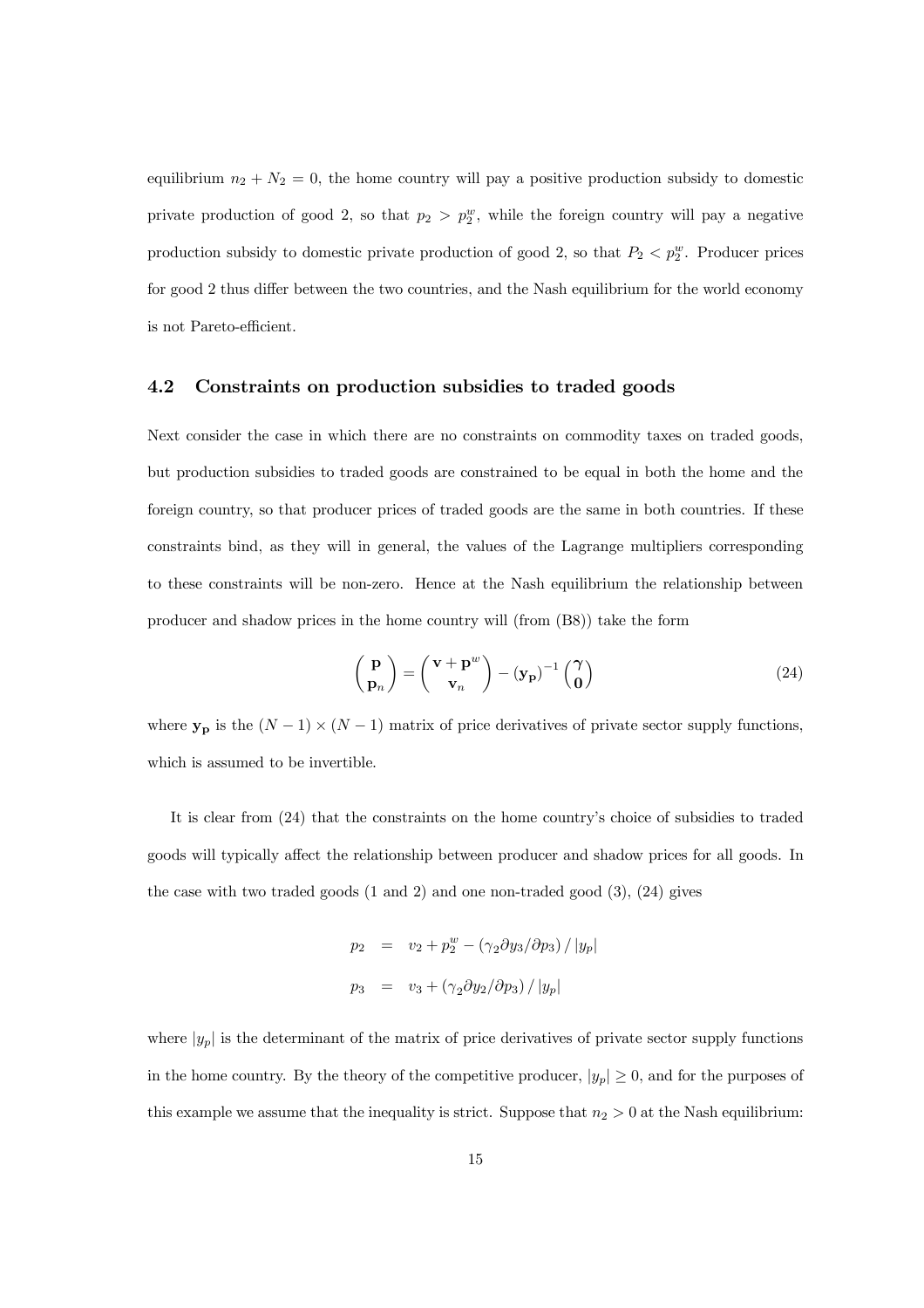equilibrium $n_2 + N_2 = 0$, the home country will pay a positive production subsidy to domestic private production of good 2, so that $p_2 > p_2^w$, while the foreign country will pay a negative production subsidy to domestic private production of good 2, so that $P_2 < p_2^w$. Producer prices for good 2 thus differ between the two countries, and the Nash equilibrium for the world economy is not Pareto-efficient.

### 4.2 Constraints on production subsidies to traded goods

Next consider the case in which there are no constraints on commodity taxes on traded goods, but production subsidies to traded goods are constrained to be equal in both the home and the foreign country, so that producer prices of traded goods are the same in both countries. If these constraints bind, as they will in general, the values of the Lagrange multipliers corresponding to these constraints will be non-zero. Hence at the Nash equilibrium the relationship between producer and shadow prices in the home country will (from (B8)) take the form

$$\begin{pmatrix} \mathbf{p} \\ \mathbf{p}_n \end{pmatrix} = \begin{pmatrix} \mathbf{v} + \mathbf{p}^w \\ \mathbf{v}_n \end{pmatrix} - (\mathbf{y_p})^{-1} \begin{pmatrix} \boldsymbol{\gamma} \\ \mathbf{0} \end{pmatrix} \tag{24}$$

where $\mathbf{y_p}$ is the $(N-1) \times (N-1)$ matrix of price derivatives of private sector supply functions, which is assumed to be invertible.

It is clear from (24) that the constraints on the home country's choice of subsidies to traded goods will typically affect the relationship between producer and shadow prices for all goods. In the case with two traded goods (1 and 2) and one non-traded good (3), (24) gives

$$\begin{aligned} p_2 &= v_2 + p_2^w - (\gamma_2 \partial y_3 / \partial p_3) / |y_p| \\ p_3 &= v_3 + (\gamma_2 \partial y_2 / \partial p_3) / |y_p| \end{aligned}$$

where $|y_p|$ is the determinant of the matrix of price derivatives of private sector supply functions in the home country. By the theory of the competitive producer, $|y_p| \geq 0$, and for the purposes of this example we assume that the inequality is strict. Suppose that $n_2 > 0$ at the Nash equilibrium: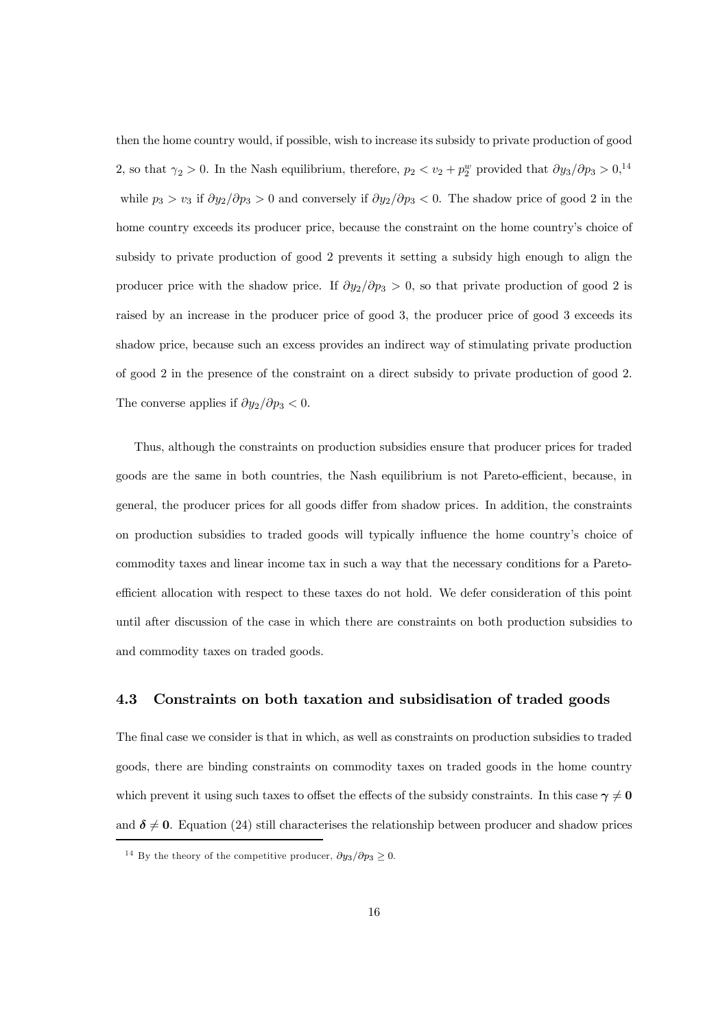then the home country would, if possible, wish to increase its subsidy to private production of good 2, so that $\gamma_2 > 0$. In the Nash equilibrium, therefore, $p_2 < v_2 + p_2^w$ provided that $\partial y_3 / \partial p_3 > 0$,[14] while $p_3 > v_3$ if $\partial y_2 / \partial p_3 > 0$ and conversely if $\partial y_2 / \partial p_3 < 0$. The shadow price of good 2 in the home country exceeds its producer price, because the constraint on the home country's choice of subsidy to private production of good 2 prevents it setting a subsidy high enough to align the producer price with the shadow price. If $\partial y_2 / \partial p_3 > 0$, so that private production of good 2 is raised by an increase in the producer price of good 3, the producer price of good 3 exceeds its shadow price, because such an excess provides an indirect way of stimulating private production of good 2 in the presence of the constraint on a direct subsidy to private production of good 2. The converse applies if $\partial y_2 / \partial p_3 < 0$.

Thus, although the constraints on production subsidies ensure that producer prices for traded goods are the same in both countries, the Nash equilibrium is not Pareto-efficient, because, in general, the producer prices for all goods differ from shadow prices. In addition, the constraints on production subsidies to traded goods will typically influence the home country's choice of commodity taxes and linear income tax in such a way that the necessary conditions for a Pareto-efficient allocation with respect to these taxes do not hold. We defer consideration of this point until after discussion of the case in which there are constraints on both production subsidies to and commodity taxes on traded goods.

### 4.3 Constraints on both taxation and subsidisation of traded goods

The final case we consider is that in which, as well as constraints on production subsidies to traded goods, there are binding constraints on commodity taxes on traded goods in the home country which prevent it using such taxes to offset the effects of the subsidy constraints. In this case $\boldsymbol{\gamma} \neq \mathbf{0}$ and $\boldsymbol{\delta} \neq \mathbf{0}$. Equation (24) still characterises the relationship between producer and shadow prices

[14] By the theory of the competitive producer, $\partial y_3 / \partial p_3 \geq 0$.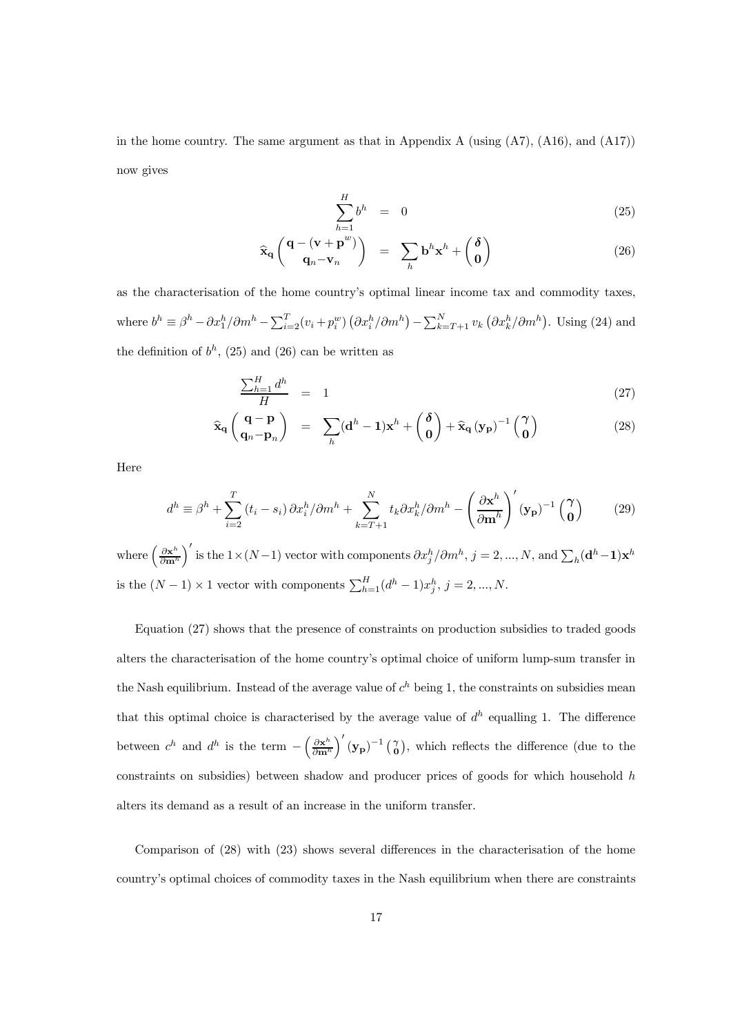in the home country. The same argument as that in Appendix A (using (A7), (A16), and (A17)) now gives

$$
\sum_{h=1}^{H} b^h = 0 \tag{25}
$$

$$
\widehat{\mathbf{x}}_{\mathbf{q}} \begin{pmatrix} \mathbf{q} - (\mathbf{v} + \mathbf{p}^w) \\ \mathbf{q}_n - \mathbf{v}_n \end{pmatrix} = \sum_h \mathbf{b}^h \mathbf{x}^h + \begin{pmatrix} \boldsymbol{\delta} \\ \mathbf{0} \end{pmatrix} \tag{26}
$$

as the characterisation of the home country's optimal linear income tax and commodity taxes, where $b^h \equiv \beta^h - \partial x_1^h/\partial m^h - \sum_{i=2}^{T}(v_i + p_i^w)\left(\partial x_i^h/\partial m^h\right) - \sum_{k=T+1}^{N} v_k \left(\partial x_k^h/\partial m^h\right)$. Using (24) and the definition of $b^h$, (25) and (26) can be written as

$$
\frac{\sum_{h=1}^{H} d^h}{H} = 1 \tag{27}
$$

$$
\widehat{\mathbf{x}}_{\mathbf{q}} \begin{pmatrix} \mathbf{q} - \mathbf{p} \\ \mathbf{q}_n - \mathbf{p}_n \end{pmatrix} = \sum_h (\mathbf{d}^h - \mathbf{1}) \mathbf{x}^h + \begin{pmatrix} \boldsymbol{\delta} \\ \mathbf{0} \end{pmatrix} + \widehat{\mathbf{x}}_{\mathbf{q}} \left(\mathbf{y}_{\mathbf{p}}\right)^{-1} \begin{pmatrix} \boldsymbol{\gamma} \\ \mathbf{0} \end{pmatrix} \tag{28}
$$

Here

$$
d^h \equiv \beta^h + \sum_{i=2}^{T} (t_i - s_i)\, \partial x_i^h/\partial m^h + \sum_{k=T+1}^{N} t_k \partial x_k^h/\partial m^h - \left(\frac{\partial \mathbf{x}^h}{\partial \mathbf{m}^h}\right)' \left(\mathbf{y}_{\mathbf{p}}\right)^{-1} \begin{pmatrix} \boldsymbol{\gamma} \\ \mathbf{0} \end{pmatrix} \tag{29}
$$

where $\left(\frac{\partial \mathbf{x}^h}{\partial \mathbf{m}^h}\right)'$ is the $1 \times (N-1)$ vector with components $\partial x_j^h/\partial m^h$, $j = 2, ..., N$, and $\sum_h (\mathbf{d}^h - \mathbf{1})\mathbf{x}^h$ is the $(N-1) \times 1$ vector with components $\sum_{h=1}^{H} (d^h - 1) x_j^h$, $j = 2, ..., N$.

Equation (27) shows that the presence of constraints on production subsidies to traded goods alters the characterisation of the home country's optimal choice of uniform lump-sum transfer in the Nash equilibrium. Instead of the average value of $c^h$ being 1, the constraints on subsidies mean that this optimal choice is characterised by the average value of $d^h$ equalling 1. The difference between $c^h$ and $d^h$ is the term $-\left(\frac{\partial \mathbf{x}^h}{\partial \mathbf{m}^h}\right)' \left(\mathbf{y}_{\mathbf{p}}\right)^{-1} \binom{\gamma}{\mathbf{0}}$, which reflects the difference (due to the constraints on subsidies) between shadow and producer prices of goods for which household $h$ alters its demand as a result of an increase in the uniform transfer.

Comparison of (28) with (23) shows several differences in the characterisation of the home country's optimal choices of commodity taxes in the Nash equilibrium when there are constraints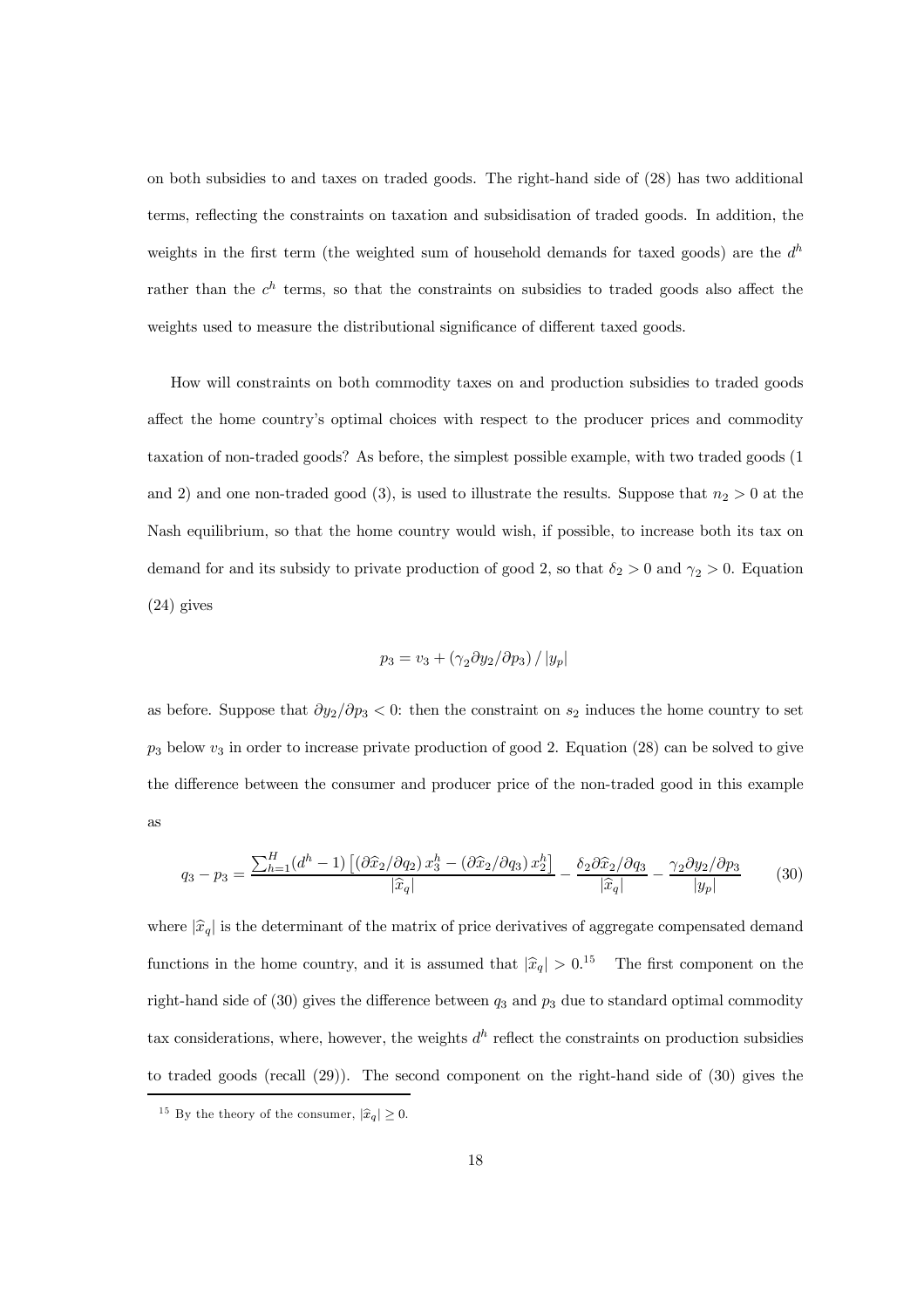on both subsidies to and taxes on traded goods. The right-hand side of (28) has two additional terms, reflecting the constraints on taxation and subsidisation of traded goods. In addition, the weights in the first term (the weighted sum of household demands for taxed goods) are the $d^h$ rather than the $c^h$ terms, so that the constraints on subsidies to traded goods also affect the weights used to measure the distributional significance of different taxed goods.

How will constraints on both commodity taxes on and production subsidies to traded goods affect the home country's optimal choices with respect to the producer prices and commodity taxation of non-traded goods? As before, the simplest possible example, with two traded goods (1 and 2) and one non-traded good (3), is used to illustrate the results. Suppose that $n_2 > 0$ at the Nash equilibrium, so that the home country would wish, if possible, to increase both its tax on demand for and its subsidy to private production of good 2, so that $\delta_2 > 0$ and $\gamma_2 > 0$. Equation (24) gives

$$p_3 = v_3 + (\gamma_2 \partial y_2 / \partial p_3) / |y_p|$$

as before. Suppose that $\partial y_2/\partial p_3 < 0$: then the constraint on $s_2$ induces the home country to set $p_3$ below $v_3$ in order to increase private production of good 2. Equation (28) can be solved to give the difference between the consumer and producer price of the non-traded good in this example as

$$q_3 - p_3 = \frac{\sum_{h=1}^{H}(d^h - 1)\left[(\partial \widehat{x}_2/\partial q_2)\, x_3^h - (\partial \widehat{x}_2/\partial q_3)\, x_2^h\right]}{|\widehat{x}_q|} - \frac{\delta_2 \partial \widehat{x}_2/\partial q_3}{|\widehat{x}_q|} - \frac{\gamma_2 \partial y_2/\partial p_3}{|y_p|} \qquad (30)$$

where $|\widehat{x}_q|$ is the determinant of the matrix of price derivatives of aggregate compensated demand functions in the home country, and it is assumed that $|\widehat{x}_q| > 0$.[15] The first component on the right-hand side of (30) gives the difference between $q_3$ and $p_3$ due to standard optimal commodity tax considerations, where, however, the weights $d^h$ reflect the constraints on production subsidies to traded goods (recall (29)). The second component on the right-hand side of (30) gives the

[15] By the theory of the consumer, $|\widehat{x}_q| \geq 0$.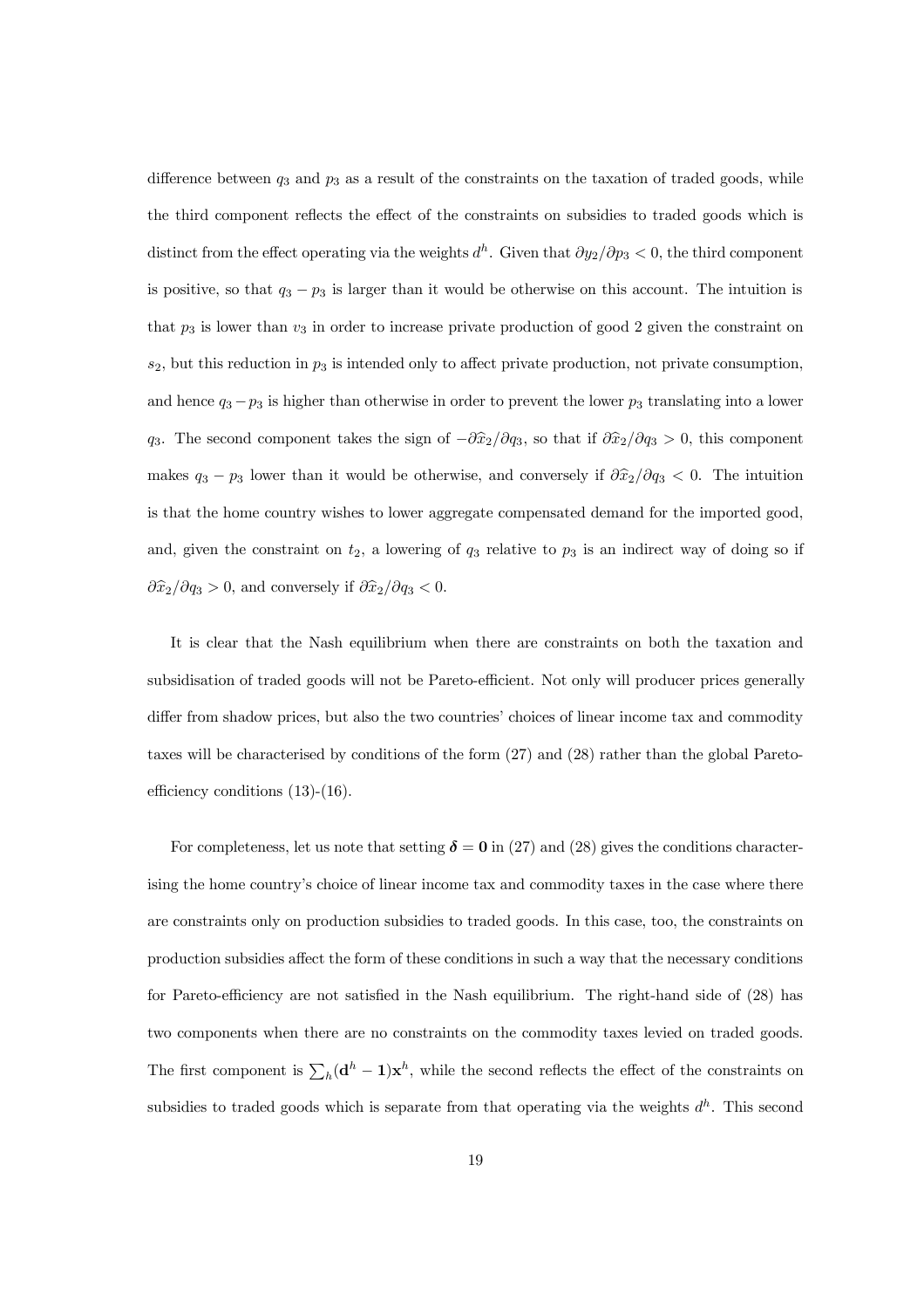difference between $q_3$ and $p_3$ as a result of the constraints on the taxation of traded goods, while the third component reflects the effect of the constraints on subsidies to traded goods which is distinct from the effect operating via the weights $d^h$. Given that $\partial y_2/\partial p_3 < 0$, the third component is positive, so that $q_3 - p_3$ is larger than it would be otherwise on this account. The intuition is that $p_3$ is lower than $v_3$ in order to increase private production of good 2 given the constraint on $s_2$, but this reduction in $p_3$ is intended only to affect private production, not private consumption, and hence $q_3 - p_3$ is higher than otherwise in order to prevent the lower $p_3$ translating into a lower $q_3$. The second component takes the sign of $-\partial \widehat{x}_2/\partial q_3$, so that if $\partial \widehat{x}_2/\partial q_3 > 0$, this component makes $q_3 - p_3$ lower than it would be otherwise, and conversely if $\partial \widehat{x}_2/\partial q_3 < 0$. The intuition is that the home country wishes to lower aggregate compensated demand for the imported good, and, given the constraint on $t_2$, a lowering of $q_3$ relative to $p_3$ is an indirect way of doing so if $\partial \widehat{x}_2/\partial q_3 > 0$, and conversely if $\partial \widehat{x}_2/\partial q_3 < 0$.

It is clear that the Nash equilibrium when there are constraints on both the taxation and subsidisation of traded goods will not be Pareto-efficient. Not only will producer prices generally differ from shadow prices, but also the two countries' choices of linear income tax and commodity taxes will be characterised by conditions of the form (27) and (28) rather than the global Pareto-efficiency conditions (13)-(16).

For completeness, let us note that setting $\boldsymbol{\delta} = \mathbf{0}$ in (27) and (28) gives the conditions characterising the home country's choice of linear income tax and commodity taxes in the case where there are constraints only on production subsidies to traded goods. In this case, too, the constraints on production subsidies affect the form of these conditions in such a way that the necessary conditions for Pareto-efficiency are not satisfied in the Nash equilibrium. The right-hand side of (28) has two components when there are no constraints on the commodity taxes levied on traded goods. The first component is $\sum_h (\mathbf{d}^h - \mathbf{1})\mathbf{x}^h$, while the second reflects the effect of the constraints on subsidies to traded goods which is separate from that operating via the weights $d^h$. This second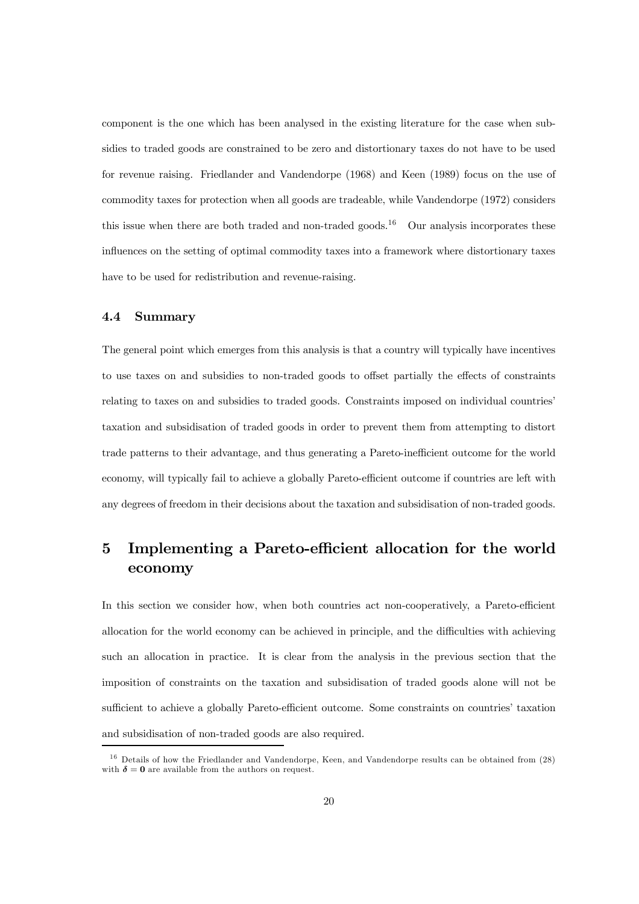component is the one which has been analysed in the existing literature for the case when subsidies to traded goods are constrained to be zero and distortionary taxes do not have to be used for revenue raising. Friedlander and Vandendorpe (1968) and Keen (1989) focus on the use of commodity taxes for protection when all goods are tradeable, while Vandendorpe (1972) considers this issue when there are both traded and non-traded goods.[16] Our analysis incorporates these influences on the setting of optimal commodity taxes into a framework where distortionary taxes have to be used for redistribution and revenue-raising.

### 4.4 Summary

The general point which emerges from this analysis is that a country will typically have incentives to use taxes on and subsidies to non-traded goods to offset partially the effects of constraints relating to taxes on and subsidies to traded goods. Constraints imposed on individual countries' taxation and subsidisation of traded goods in order to prevent them from attempting to distort trade patterns to their advantage, and thus generating a Pareto-inefficient outcome for the world economy, will typically fail to achieve a globally Pareto-efficient outcome if countries are left with any degrees of freedom in their decisions about the taxation and subsidisation of non-traded goods.

## 5 Implementing a Pareto-efficient allocation for the world economy

In this section we consider how, when both countries act non-cooperatively, a Pareto-efficient allocation for the world economy can be achieved in principle, and the difficulties with achieving such an allocation in practice. It is clear from the analysis in the previous section that the imposition of constraints on the taxation and subsidisation of traded goods alone will not be sufficient to achieve a globally Pareto-efficient outcome. Some constraints on countries' taxation and subsidisation of non-traded goods are also required.

[16] Details of how the Friedlander and Vandendorpe, Keen, and Vandendorpe results can be obtained from (28) with $\boldsymbol{\delta} = \mathbf{0}$ are available from the authors on request.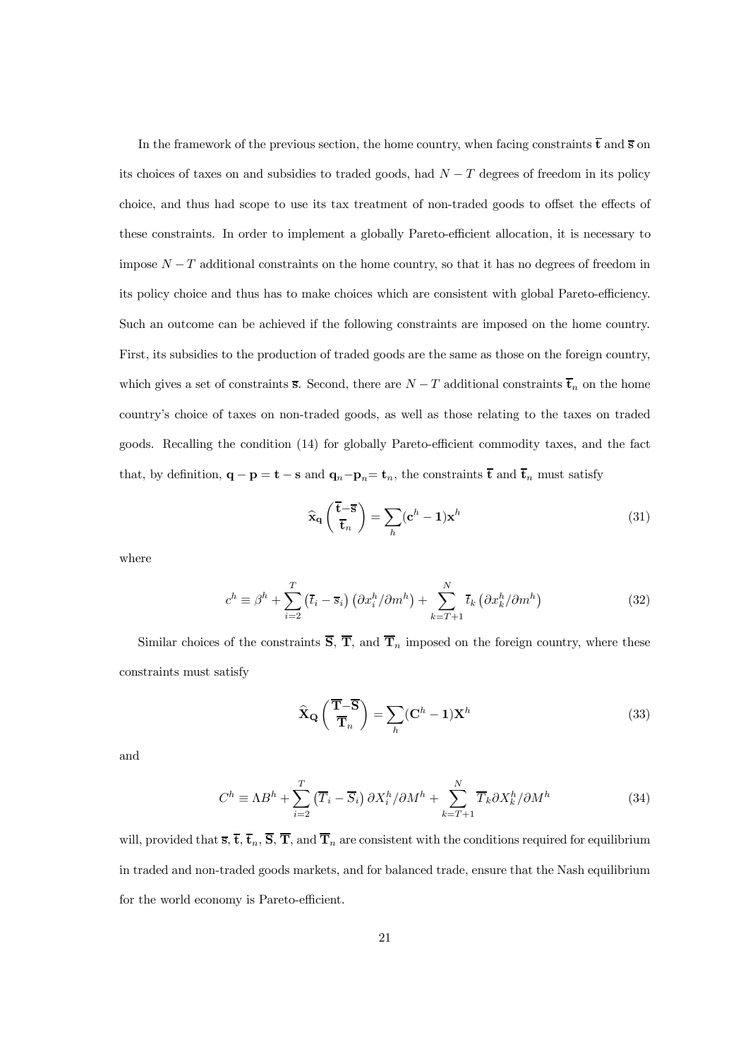In the framework of the previous section, the home country, when facing constraints $\overline{\mathbf{t}}$ and $\overline{\mathbf{s}}$ on its choices of taxes on and subsidies to traded goods, had $N-T$ degrees of freedom in its policy choice, and thus had scope to use its tax treatment of non-traded goods to offset the effects of these constraints. In order to implement a globally Pareto-efficient allocation, it is necessary to impose $N-T$ additional constraints on the home country, so that it has no degrees of freedom in its policy choice and thus has to make choices which are consistent with global Pareto-efficiency. Such an outcome can be achieved if the following constraints are imposed on the home country. First, its subsidies to the production of traded goods are the same as those on the foreign country, which gives a set of constraints $\overline{\mathbf{s}}$. Second, there are $N-T$ additional constraints $\overline{\mathbf{t}}_n$ on the home country's choice of taxes on non-traded goods, as well as those relating to the taxes on traded goods. Recalling the condition (14) for globally Pareto-efficient commodity taxes, and the fact that, by definition, $\mathbf{q}-\mathbf{p}=\mathbf{t}-\mathbf{s}$ and $\mathbf{q}_n-\mathbf{p}_n=\mathbf{t}_n$, the constraints $\overline{\mathbf{t}}$ and $\overline{\mathbf{t}}_n$ must satisfy

$$\widehat{\mathbf{x}}_{\mathbf{q}}\begin{pmatrix}\overline{\mathbf{t}}-\overline{\mathbf{s}}\\ \overline{\mathbf{t}}_n\end{pmatrix}=\sum_h(\mathbf{c}^h-\mathbf{1})\mathbf{x}^h \tag{31}$$

where

$$c^h\equiv\beta^h+\sum_{i=2}^{T}\left(\overline{t}_i-\overline{s}_i\right)\left(\partial x_i^h/\partial m^h\right)+\sum_{k=T+1}^{N}\overline{t}_k\left(\partial x_k^h/\partial m^h\right) \tag{32}$$

Similar choices of the constraints $\overline{\mathbf{S}}$, $\overline{\mathbf{T}}$, and $\overline{\mathbf{T}}_n$ imposed on the foreign country, where these constraints must satisfy

$$\widehat{\mathbf{X}}_{\mathbf{Q}}\begin{pmatrix}\overline{\mathbf{T}}-\overline{\mathbf{S}}\\ \overline{\mathbf{T}}_n\end{pmatrix}=\sum_h(\mathbf{C}^h-\mathbf{1})\mathbf{X}^h \tag{33}$$

and

$$C^h\equiv\Lambda B^h+\sum_{i=2}^{T}\left(\overline{T}_i-\overline{S}_i\right)\partial X_i^h/\partial M^h+\sum_{k=T+1}^{N}\overline{T}_k\partial X_k^h/\partial M^h \tag{34}$$

will, provided that $\overline{\mathbf{s}}$, $\overline{\mathbf{t}}$, $\overline{\mathbf{t}}_n$, $\overline{\mathbf{S}}$, $\overline{\mathbf{T}}$, and $\overline{\mathbf{T}}_n$ are consistent with the conditions required for equilibrium in traded and non-traded goods markets, and for balanced trade, ensure that the Nash equilibrium for the world economy is Pareto-efficient.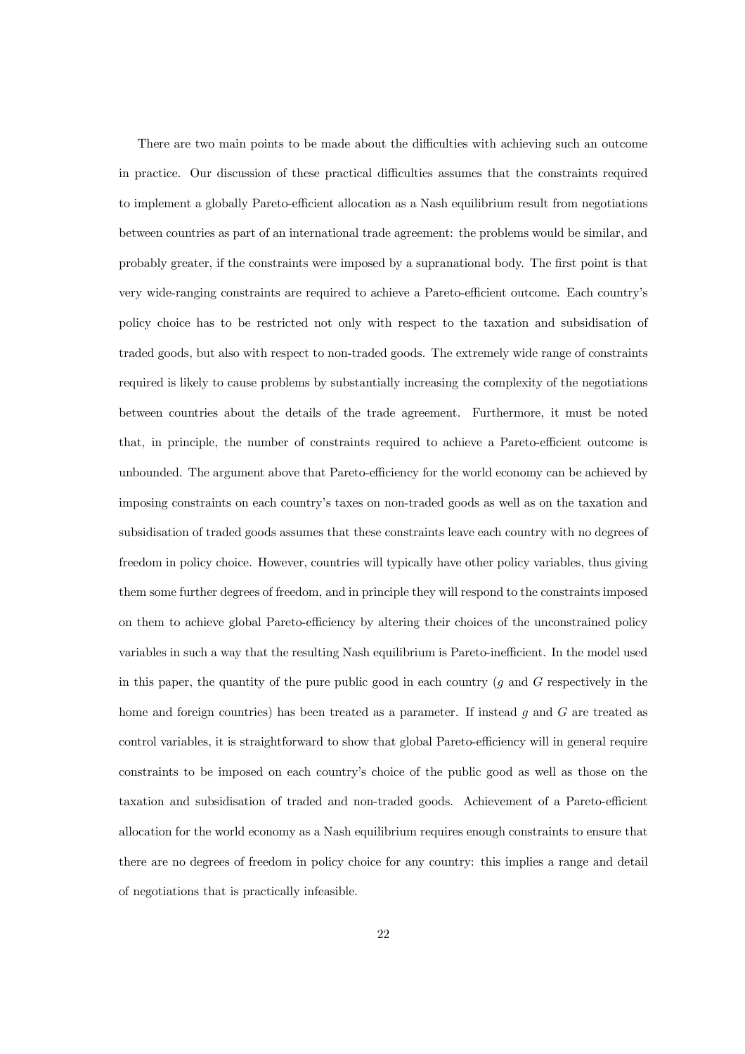There are two main points to be made about the difficulties with achieving such an outcome in practice. Our discussion of these practical difficulties assumes that the constraints required to implement a globally Pareto-efficient allocation as a Nash equilibrium result from negotiations between countries as part of an international trade agreement: the problems would be similar, and probably greater, if the constraints were imposed by a supranational body. The first point is that very wide-ranging constraints are required to achieve a Pareto-efficient outcome. Each country's policy choice has to be restricted not only with respect to the taxation and subsidisation of traded goods, but also with respect to non-traded goods. The extremely wide range of constraints required is likely to cause problems by substantially increasing the complexity of the negotiations between countries about the details of the trade agreement. Furthermore, it must be noted that, in principle, the number of constraints required to achieve a Pareto-efficient outcome is unbounded. The argument above that Pareto-efficiency for the world economy can be achieved by imposing constraints on each country's taxes on non-traded goods as well as on the taxation and subsidisation of traded goods assumes that these constraints leave each country with no degrees of freedom in policy choice. However, countries will typically have other policy variables, thus giving them some further degrees of freedom, and in principle they will respond to the constraints imposed on them to achieve global Pareto-efficiency by altering their choices of the unconstrained policy variables in such a way that the resulting Nash equilibrium is Pareto-inefficient. In the model used in this paper, the quantity of the pure public good in each country ($g$ and $G$ respectively in the home and foreign countries) has been treated as a parameter. If instead $g$ and $G$ are treated as control variables, it is straightforward to show that global Pareto-efficiency will in general require constraints to be imposed on each country's choice of the public good as well as those on the taxation and subsidisation of traded and non-traded goods. Achievement of a Pareto-efficient allocation for the world economy as a Nash equilibrium requires enough constraints to ensure that there are no degrees of freedom in policy choice for any country: this implies a range and detail of negotiations that is practically infeasible.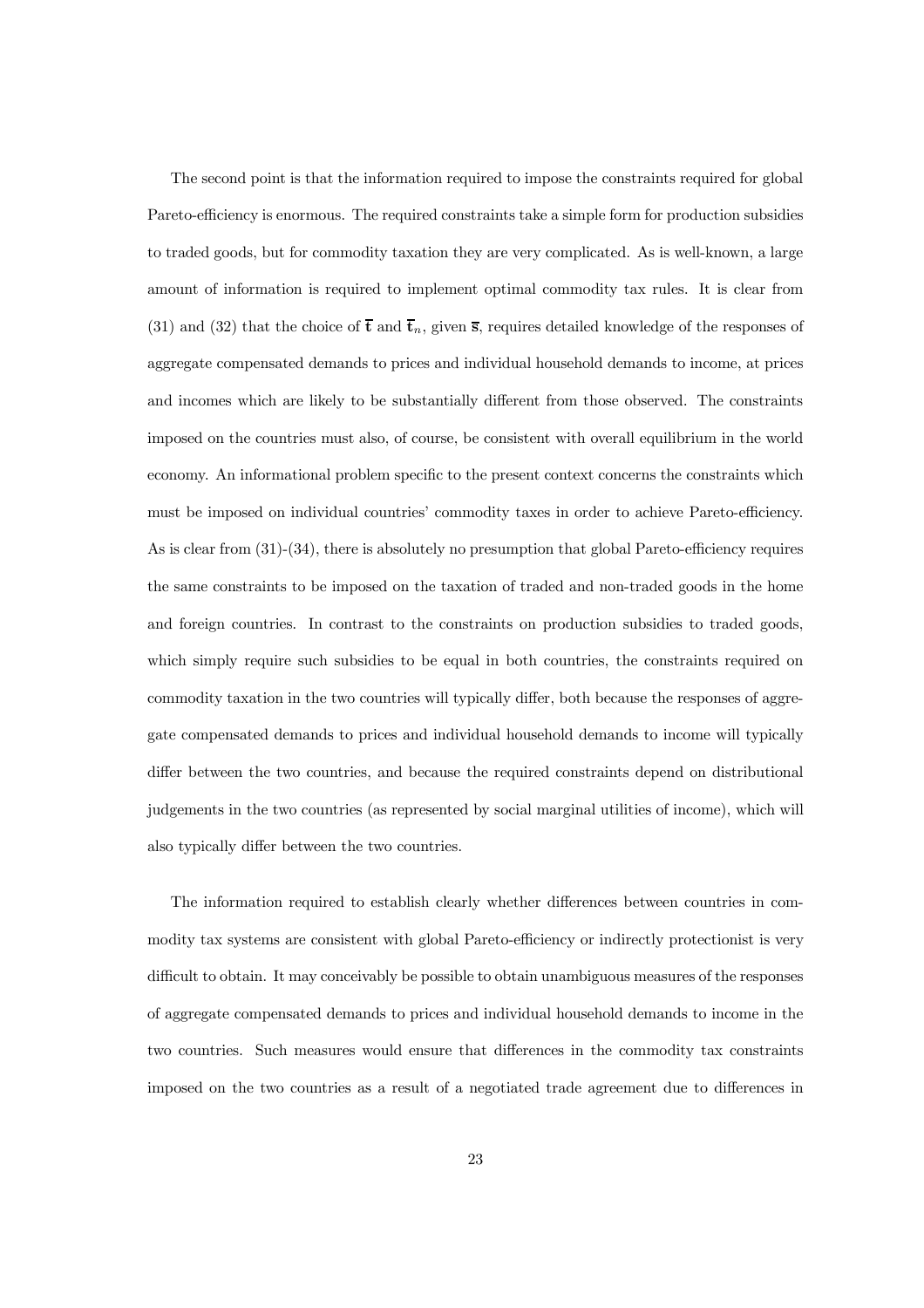The second point is that the information required to impose the constraints required for global Pareto-efficiency is enormous. The required constraints take a simple form for production subsidies to traded goods, but for commodity taxation they are very complicated. As is well-known, a large amount of information is required to implement optimal commodity tax rules. It is clear from (31) and (32) that the choice of $\overline{\mathbf{t}}$ and $\overline{\mathbf{t}}_n$, given $\overline{\mathbf{s}}$, requires detailed knowledge of the responses of aggregate compensated demands to prices and individual household demands to income, at prices and incomes which are likely to be substantially different from those observed. The constraints imposed on the countries must also, of course, be consistent with overall equilibrium in the world economy. An informational problem specific to the present context concerns the constraints which must be imposed on individual countries' commodity taxes in order to achieve Pareto-efficiency. As is clear from (31)-(34), there is absolutely no presumption that global Pareto-efficiency requires the same constraints to be imposed on the taxation of traded and non-traded goods in the home and foreign countries. In contrast to the constraints on production subsidies to traded goods, which simply require such subsidies to be equal in both countries, the constraints required on commodity taxation in the two countries will typically differ, both because the responses of aggregate compensated demands to prices and individual household demands to income will typically differ between the two countries, and because the required constraints depend on distributional judgements in the two countries (as represented by social marginal utilities of income), which will also typically differ between the two countries.

The information required to establish clearly whether differences between countries in commodity tax systems are consistent with global Pareto-efficiency or indirectly protectionist is very difficult to obtain. It may conceivably be possible to obtain unambiguous measures of the responses of aggregate compensated demands to prices and individual household demands to income in the two countries. Such measures would ensure that differences in the commodity tax constraints imposed on the two countries as a result of a negotiated trade agreement due to differences in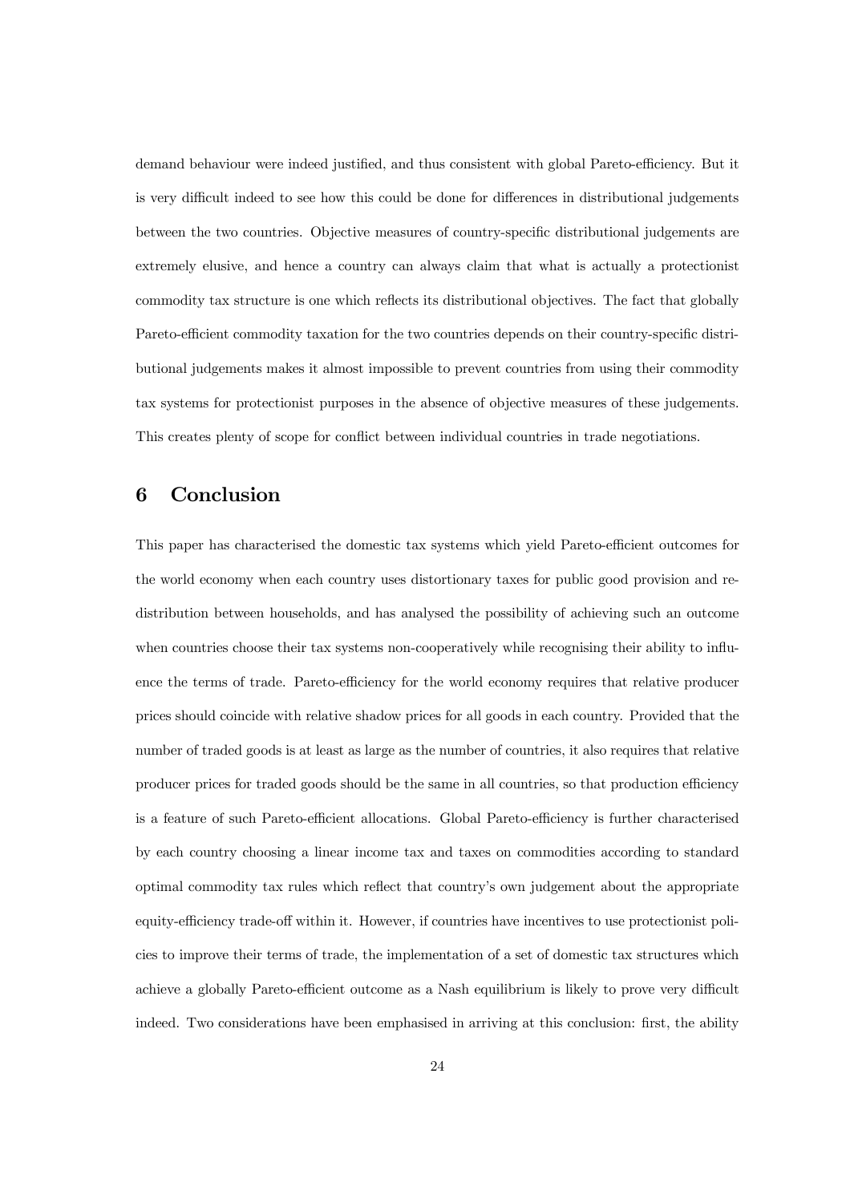demand behaviour were indeed justified, and thus consistent with global Pareto-efficiency. But it is very difficult indeed to see how this could be done for differences in distributional judgements between the two countries. Objective measures of country-specific distributional judgements are extremely elusive, and hence a country can always claim that what is actually a protectionist commodity tax structure is one which reflects its distributional objectives. The fact that globally Pareto-efficient commodity taxation for the two countries depends on their country-specific distributional judgements makes it almost impossible to prevent countries from using their commodity tax systems for protectionist purposes in the absence of objective measures of these judgements. This creates plenty of scope for conflict between individual countries in trade negotiations.

## 6 Conclusion

This paper has characterised the domestic tax systems which yield Pareto-efficient outcomes for the world economy when each country uses distortionary taxes for public good provision and redistribution between households, and has analysed the possibility of achieving such an outcome when countries choose their tax systems non-cooperatively while recognising their ability to influence the terms of trade. Pareto-efficiency for the world economy requires that relative producer prices should coincide with relative shadow prices for all goods in each country. Provided that the number of traded goods is at least as large as the number of countries, it also requires that relative producer prices for traded goods should be the same in all countries, so that production efficiency is a feature of such Pareto-efficient allocations. Global Pareto-efficiency is further characterised by each country choosing a linear income tax and taxes on commodities according to standard optimal commodity tax rules which reflect that country's own judgement about the appropriate equity-efficiency trade-off within it. However, if countries have incentives to use protectionist policies to improve their terms of trade, the implementation of a set of domestic tax structures which achieve a globally Pareto-efficient outcome as a Nash equilibrium is likely to prove very difficult indeed. Two considerations have been emphasised in arriving at this conclusion: first, the ability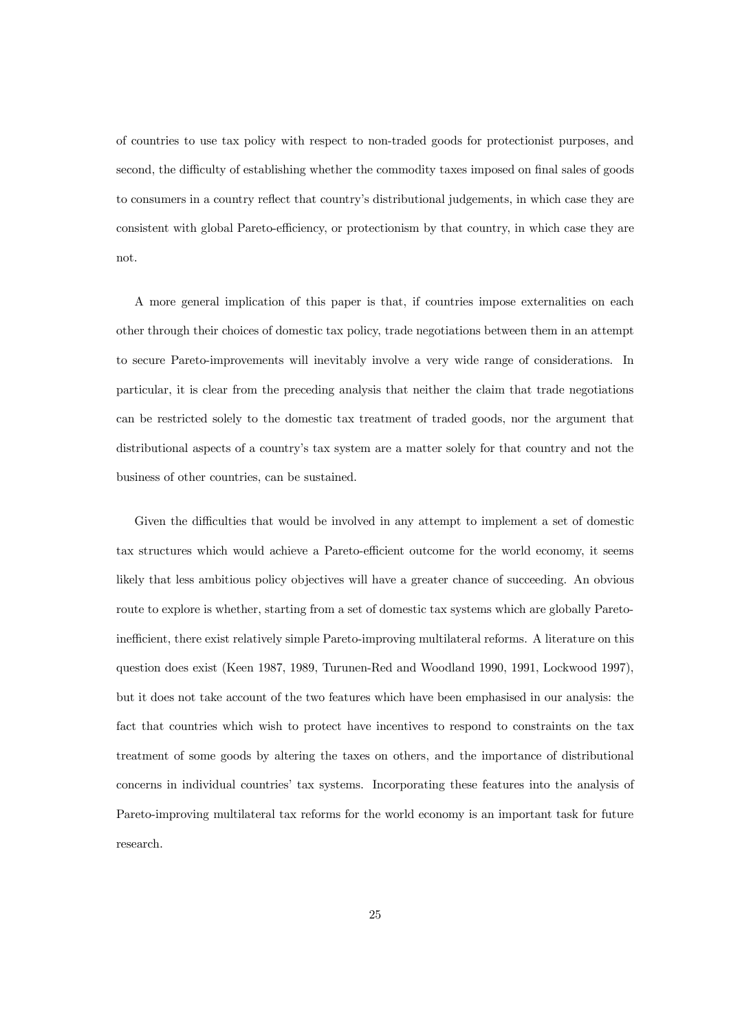of countries to use tax policy with respect to non-traded goods for protectionist purposes, and second, the difficulty of establishing whether the commodity taxes imposed on final sales of goods to consumers in a country reflect that country's distributional judgements, in which case they are consistent with global Pareto-efficiency, or protectionism by that country, in which case they are not.

A more general implication of this paper is that, if countries impose externalities on each other through their choices of domestic tax policy, trade negotiations between them in an attempt to secure Pareto-improvements will inevitably involve a very wide range of considerations. In particular, it is clear from the preceding analysis that neither the claim that trade negotiations can be restricted solely to the domestic tax treatment of traded goods, nor the argument that distributional aspects of a country's tax system are a matter solely for that country and not the business of other countries, can be sustained.

Given the difficulties that would be involved in any attempt to implement a set of domestic tax structures which would achieve a Pareto-efficient outcome for the world economy, it seems likely that less ambitious policy objectives will have a greater chance of succeeding. An obvious route to explore is whether, starting from a set of domestic tax systems which are globally Pareto-inefficient, there exist relatively simple Pareto-improving multilateral reforms. A literature on this question does exist (Keen 1987, 1989, Turunen-Red and Woodland 1990, 1991, Lockwood 1997), but it does not take account of the two features which have been emphasised in our analysis: the fact that countries which wish to protect have incentives to respond to constraints on the tax treatment of some goods by altering the taxes on others, and the importance of distributional concerns in individual countries' tax systems. Incorporating these features into the analysis of Pareto-improving multilateral tax reforms for the world economy is an important task for future research.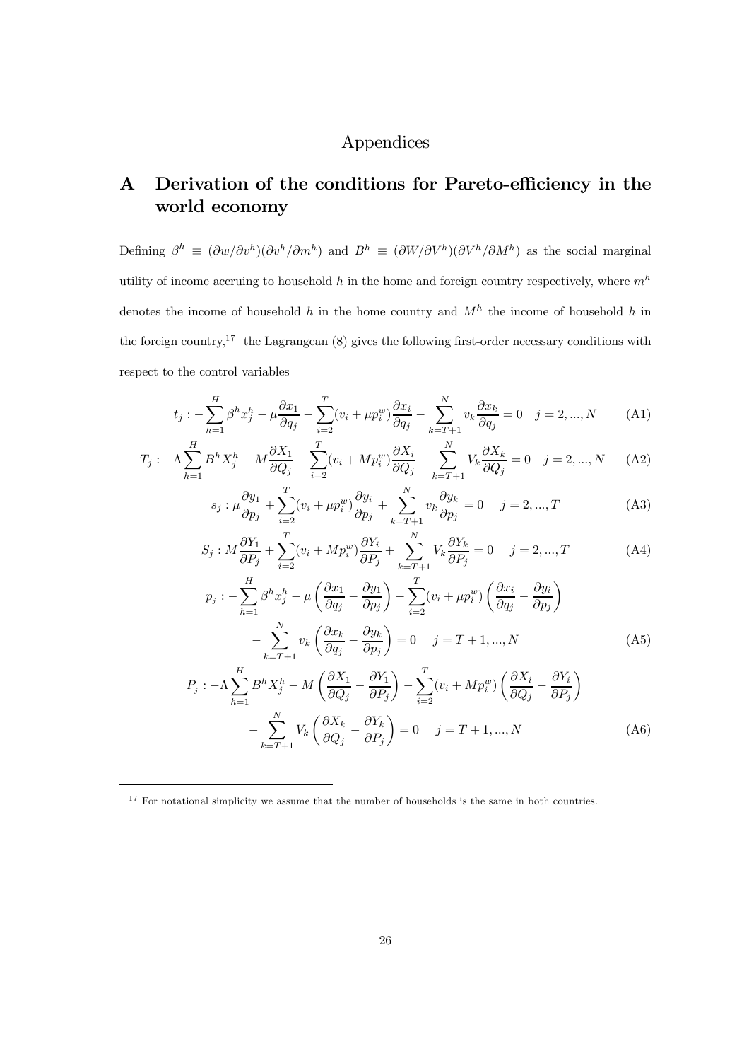# Appendices

## A Derivation of the conditions for Pareto-efficiency in the world economy

Defining $\beta^h \equiv (\partial w/\partial v^h)(\partial v^h/\partial m^h)$ and $B^h \equiv (\partial W/\partial V^h)(\partial V^h/\partial M^h)$ as the social marginal utility of income accruing to household $h$ in the home and foreign country respectively, where $m^h$ denotes the income of household $h$ in the home country and $M^h$ the income of household $h$ in the foreign country,[17] the Lagrangean (8) gives the following first-order necessary conditions with respect to the control variables

$$t_j : -\sum_{h=1}^{H} \beta^h x_j^h - \mu \frac{\partial x_1}{\partial q_j} - \sum_{i=2}^{T} (v_i + \mu p_i^w) \frac{\partial x_i}{\partial q_j} - \sum_{k=T+1}^{N} v_k \frac{\partial x_k}{\partial q_j} = 0 \quad j = 2, ..., N \tag{A1}$$

$$T_j : -\Lambda \sum_{h=1}^{H} B^h X_j^h - M \frac{\partial X_1}{\partial Q_j} - \sum_{i=2}^{T} (v_i + M p_i^w) \frac{\partial X_i}{\partial Q_j} - \sum_{k=T+1}^{N} V_k \frac{\partial X_k}{\partial Q_j} = 0 \quad j = 2, ..., N \tag{A2}$$

$$s_j : \mu \frac{\partial y_1}{\partial p_j} + \sum_{i=2}^{T} (v_i + \mu p_i^w) \frac{\partial y_i}{\partial p_j} + \sum_{k=T+1}^{N} v_k \frac{\partial y_k}{\partial p_j} = 0 \quad j = 2, ..., T \tag{A3}$$

$$S_j : M \frac{\partial Y_1}{\partial P_j} + \sum_{i=2}^{T} (v_i + M p_i^w) \frac{\partial Y_i}{\partial P_j} + \sum_{k=T+1}^{N} V_k \frac{\partial Y_k}{\partial P_j} = 0 \quad j = 2, ..., T \tag{A4}$$

$$\begin{aligned} p_j : & -\sum_{h=1}^{H} \beta^h x_j^h - \mu \left( \frac{\partial x_1}{\partial q_j} - \frac{\partial y_1}{\partial p_j} \right) - \sum_{i=2}^{T} (v_i + \mu p_i^w) \left( \frac{\partial x_i}{\partial q_j} - \frac{\partial y_i}{\partial p_j} \right) \\ & - \sum_{k=T+1}^{N} v_k \left( \frac{\partial x_k}{\partial q_j} - \frac{\partial y_k}{\partial p_j} \right) = 0 \quad j = T+1, ..., N \end{aligned} \tag{A5}$$

$$\begin{aligned} P_j : & -\Lambda \sum_{h=1}^{H} B^h X_j^h - M \left( \frac{\partial X_1}{\partial Q_j} - \frac{\partial Y_1}{\partial P_j} \right) - \sum_{i=2}^{T} (v_i + M p_i^w) \left( \frac{\partial X_i}{\partial Q_j} - \frac{\partial Y_i}{\partial P_j} \right) \\ & - \sum_{k=T+1}^{N} V_k \left( \frac{\partial X_k}{\partial Q_j} - \frac{\partial Y_k}{\partial P_j} \right) = 0 \quad j = T+1, ..., N \end{aligned} \tag{A6}$$

[17] For notational simplicity we assume that the number of households is the same in both countries.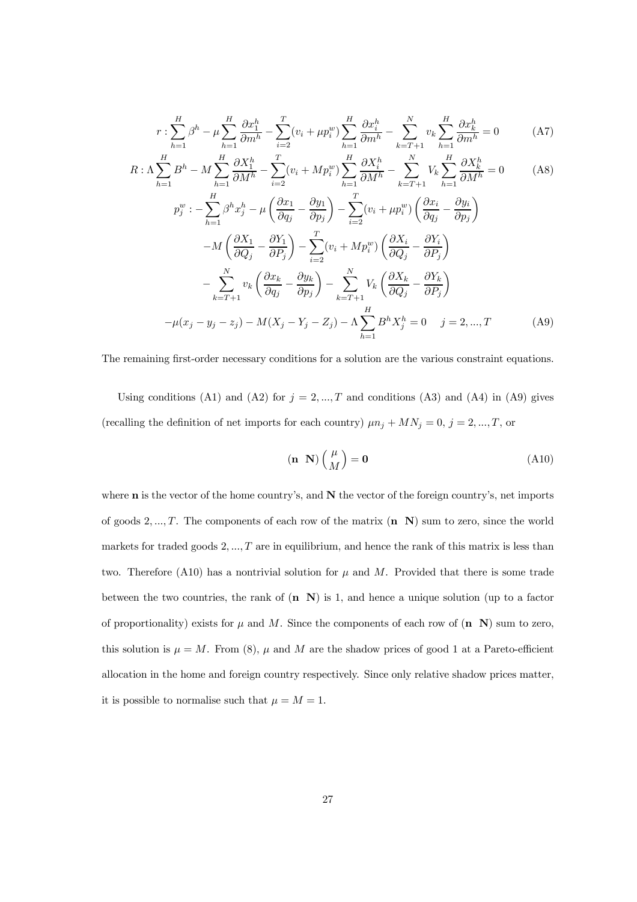$$r: \sum_{h=1}^{H} \beta^h - \mu \sum_{h=1}^{H} \frac{\partial x_1^h}{\partial m^h} - \sum_{i=2}^{T} (v_i + \mu p_i^w) \sum_{h=1}^{H} \frac{\partial x_i^h}{\partial m^h} - \sum_{k=T+1}^{N} v_k \sum_{h=1}^{H} \frac{\partial x_k^h}{\partial m^h} = 0 \tag{A7}$$

$$R: \Lambda \sum_{h=1}^{H} B^h - M \sum_{h=1}^{H} \frac{\partial X_1^h}{\partial M^h} - \sum_{i=2}^{T} (v_i + M p_i^w) \sum_{h=1}^{H} \frac{\partial X_i^h}{\partial M^h} - \sum_{k=T+1}^{N} V_k \sum_{h=1}^{H} \frac{\partial X_k^h}{\partial M^h} = 0 \tag{A8}$$

$$\begin{aligned} p_j^w : & - \sum_{h=1}^{H} \beta^h x_j^h - \mu \left( \frac{\partial x_1}{\partial q_j} - \frac{\partial y_1}{\partial p_j} \right) - \sum_{i=2}^{T} (v_i + \mu p_i^w) \left( \frac{\partial x_i}{\partial q_j} - \frac{\partial y_i}{\partial p_j} \right) \\ & - M \left( \frac{\partial X_1}{\partial Q_j} - \frac{\partial Y_1}{\partial P_j} \right) - \sum_{i=2}^{T} (v_i + M p_i^w) \left( \frac{\partial X_i}{\partial Q_j} - \frac{\partial Y_i}{\partial P_j} \right) \\ & - \sum_{k=T+1}^{N} v_k \left( \frac{\partial x_k}{\partial q_j} - \frac{\partial y_k}{\partial p_j} \right) - \sum_{k=T+1}^{N} V_k \left( \frac{\partial X_k}{\partial Q_j} - \frac{\partial Y_k}{\partial P_j} \right) \\ & - \mu (x_j - y_j - z_j) - M (X_j - Y_j - Z_j) - \Lambda \sum_{h=1}^{H} B^h X_j^h = 0 \quad j = 2, ..., T \end{aligned} \tag{A9}$$

The remaining first-order necessary conditions for a solution are the various constraint equations.

Using conditions (A1) and (A2) for $j = 2, ..., T$ and conditions (A3) and (A4) in (A9) gives (recalling the definition of net imports for each country) $\mu n_j + M N_j = 0$, $j = 2, ..., T$, or

$$(\mathbf{n} \;\; \mathbf{N}) \begin{pmatrix} \mu \\ M \end{pmatrix} = \mathbf{0} \tag{A10}$$

where $\mathbf{n}$ is the vector of the home country's, and $\mathbf{N}$ the vector of the foreign country's, net imports of goods $2, ..., T$. The components of each row of the matrix $(\mathbf{n} \;\; \mathbf{N})$ sum to zero, since the world markets for traded goods $2, ..., T$ are in equilibrium, and hence the rank of this matrix is less than two. Therefore (A10) has a nontrivial solution for $\mu$ and $M$. Provided that there is some trade between the two countries, the rank of $(\mathbf{n} \;\; \mathbf{N})$ is 1, and hence a unique solution (up to a factor of proportionality) exists for $\mu$ and $M$. Since the components of each row of $(\mathbf{n} \;\; \mathbf{N})$ sum to zero, this solution is $\mu = M$. From (8), $\mu$ and $M$ are the shadow prices of good 1 at a Pareto-efficient allocation in the home and foreign country respectively. Since only relative shadow prices matter, it is possible to normalise such that $\mu = M = 1$.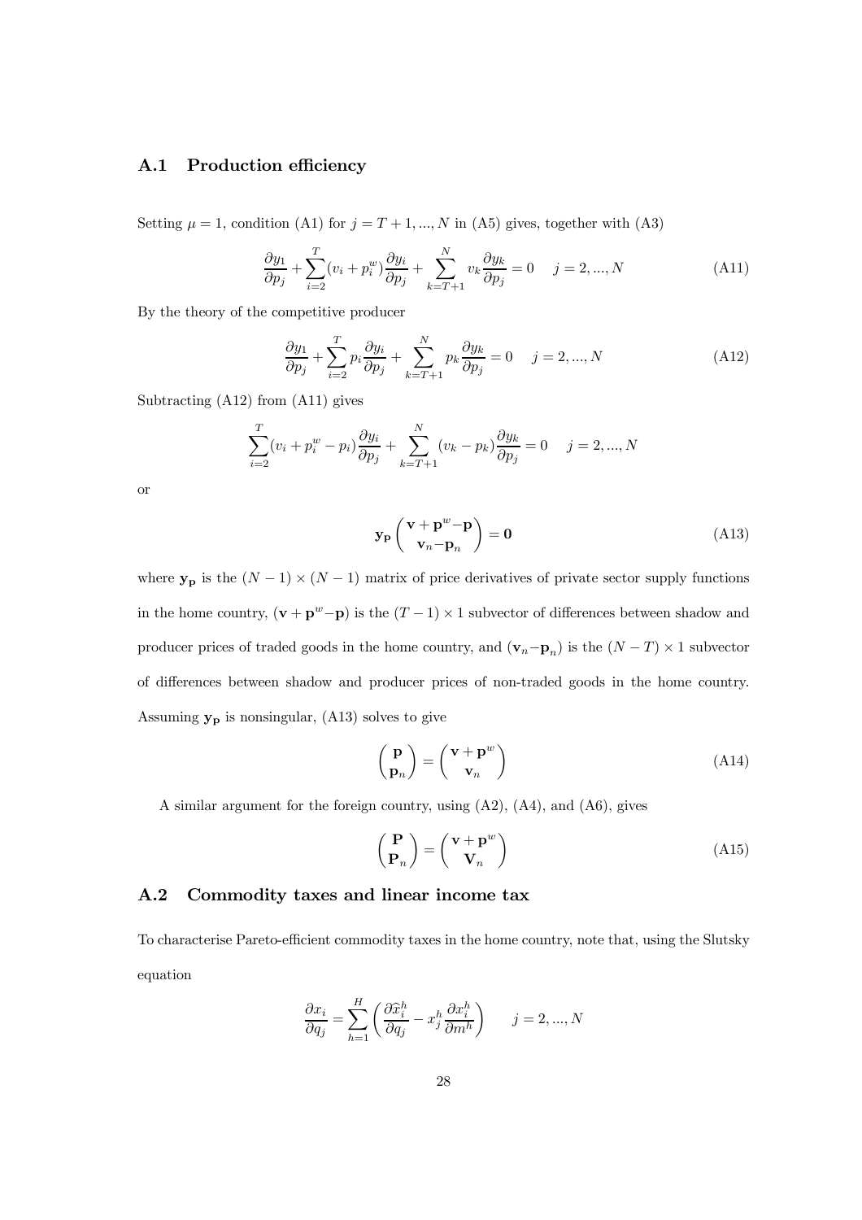## A.1 Production efficiency

Setting $\mu = 1$, condition (A1) for $j = T+1, ..., N$ in (A5) gives, together with (A3)

$$\frac{\partial y_1}{\partial p_j} + \sum_{i=2}^{T} (v_i + p_i^w) \frac{\partial y_i}{\partial p_j} + \sum_{k=T+1}^{N} v_k \frac{\partial y_k}{\partial p_j} = 0 \quad j = 2, ..., N \tag{A11}$$

By the theory of the competitive producer

$$\frac{\partial y_1}{\partial p_j} + \sum_{i=2}^{T} p_i \frac{\partial y_i}{\partial p_j} + \sum_{k=T+1}^{N} p_k \frac{\partial y_k}{\partial p_j} = 0 \quad j = 2, ..., N \tag{A12}$$

Subtracting (A12) from (A11) gives

$$\sum_{i=2}^{T} (v_i + p_i^w - p_i) \frac{\partial y_i}{\partial p_j} + \sum_{k=T+1}^{N} (v_k - p_k) \frac{\partial y_k}{\partial p_j} = 0 \quad j = 2, ..., N$$

or

$$\mathbf{y_p} \begin{pmatrix} \mathbf{v} + \mathbf{p}^w - \mathbf{p} \\ \mathbf{v}_n - \mathbf{p}_n \end{pmatrix} = \mathbf{0} \tag{A13}$$

where $\mathbf{y_p}$ is the $(N-1) \times (N-1)$ matrix of price derivatives of private sector supply functions in the home country, $(\mathbf{v} + \mathbf{p}^w - \mathbf{p})$ is the $(T-1) \times 1$ subvector of differences between shadow and producer prices of traded goods in the home country, and $(\mathbf{v}_n - \mathbf{p}_n)$ is the $(N-T) \times 1$ subvector of differences between shadow and producer prices of non-traded goods in the home country. Assuming $\mathbf{y_p}$ is nonsingular, (A13) solves to give

$$\begin{pmatrix} \mathbf{p} \\ \mathbf{p}_n \end{pmatrix} = \begin{pmatrix} \mathbf{v} + \mathbf{p}^w \\ \mathbf{v}_n \end{pmatrix} \tag{A14}$$

A similar argument for the foreign country, using (A2), (A4), and (A6), gives

$$\begin{pmatrix} \mathbf{P} \\ \mathbf{P}_n \end{pmatrix} = \begin{pmatrix} \mathbf{v} + \mathbf{p}^w \\ \mathbf{V}_n \end{pmatrix} \tag{A15}$$

## A.2 Commodity taxes and linear income tax

To characterise Pareto-efficient commodity taxes in the home country, note that, using the Slutsky equation

$$\frac{\partial x_i}{\partial q_j} = \sum_{h=1}^{H} \left( \frac{\partial \widehat{x}_i^h}{\partial q_j} - x_j^h \frac{\partial x_i^h}{\partial m^h} \right) \qquad j = 2, ..., N$$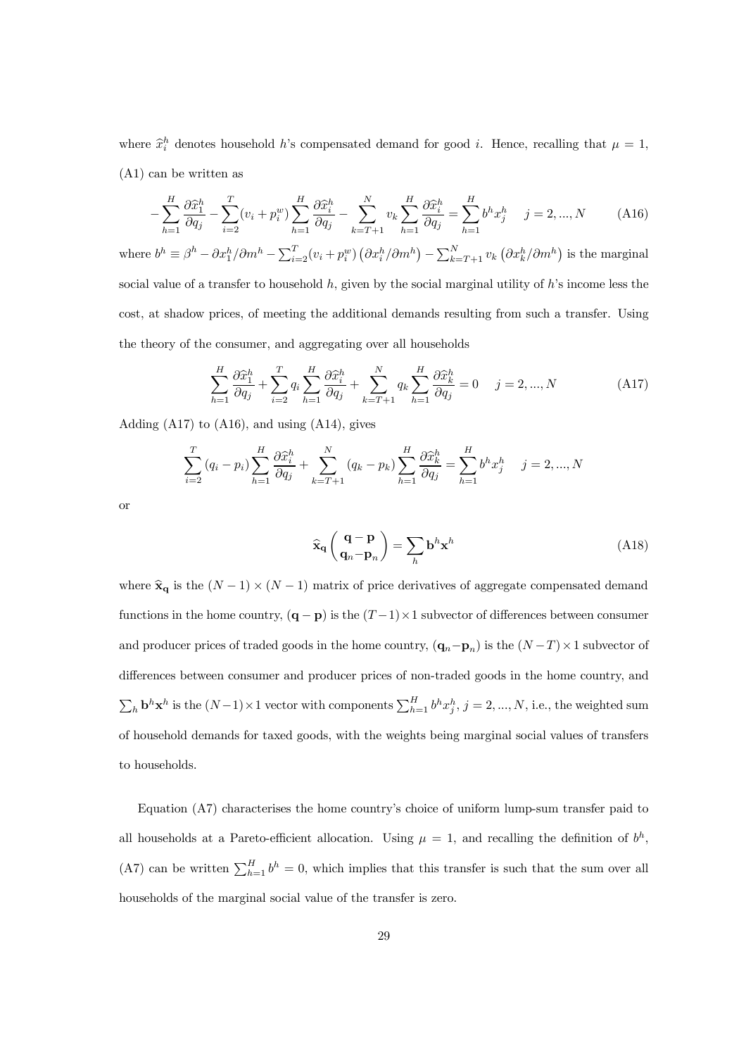where $\widehat{x}_i^h$ denotes household $h$'s compensated demand for good $i$. Hence, recalling that $\mu = 1$, (A1) can be written as

$$-\sum_{h=1}^{H} \frac{\partial \widehat{x}_1^h}{\partial q_j} - \sum_{i=2}^{T} (v_i + p_i^w) \sum_{h=1}^{H} \frac{\partial \widehat{x}_i^h}{\partial q_j} - \sum_{k=T+1}^{N} v_k \sum_{h=1}^{H} \frac{\partial \widehat{x}_i^h}{\partial q_j} = \sum_{h=1}^{H} b^h x_j^h \quad j = 2, ..., N \tag{A16}$$

where $b^h \equiv \beta^h - \partial x_1^h / \partial m^h - \sum_{i=2}^{T} (v_i + p_i^w) \left( \partial x_i^h / \partial m^h \right) - \sum_{k=T+1}^{N} v_k \left( \partial x_k^h / \partial m^h \right)$ is the marginal social value of a transfer to household $h$, given by the social marginal utility of $h$'s income less the cost, at shadow prices, of meeting the additional demands resulting from such a transfer. Using the theory of the consumer, and aggregating over all households

$$\sum_{h=1}^{H} \frac{\partial \widehat{x}_1^h}{\partial q_j} + \sum_{i=2}^{T} q_i \sum_{h=1}^{H} \frac{\partial \widehat{x}_i^h}{\partial q_j} + \sum_{k=T+1}^{N} q_k \sum_{h=1}^{H} \frac{\partial \widehat{x}_k^h}{\partial q_j} = 0 \quad j = 2, ..., N \tag{A17}$$

Adding (A17) to (A16), and using (A14), gives

$$\sum_{i=2}^{T} (q_i - p_i) \sum_{h=1}^{H} \frac{\partial \widehat{x}_i^h}{\partial q_j} + \sum_{k=T+1}^{N} (q_k - p_k) \sum_{h=1}^{H} \frac{\partial \widehat{x}_k^h}{\partial q_j} = \sum_{h=1}^{H} b^h x_j^h \quad j = 2, ..., N$$

or

$$\widehat{\mathbf{x}}_{\mathbf{q}} \begin{pmatrix} \mathbf{q} - \mathbf{p} \\ \mathbf{q}_n - \mathbf{p}_n \end{pmatrix} = \sum_h \mathbf{b}^h \mathbf{x}^h \tag{A18}$$

where $\widehat{\mathbf{x}}_{\mathbf{q}}$ is the $(N-1) \times (N-1)$ matrix of price derivatives of aggregate compensated demand functions in the home country, $(\mathbf{q} - \mathbf{p})$ is the $(T-1) \times 1$ subvector of differences between consumer and producer prices of traded goods in the home country, $(\mathbf{q}_n - \mathbf{p}_n)$ is the $(N-T) \times 1$ subvector of differences between consumer and producer prices of non-traded goods in the home country, and $\sum_h \mathbf{b}^h \mathbf{x}^h$ is the $(N-1) \times 1$ vector with components $\sum_{h=1}^{H} b^h x_j^h$, $j = 2, ..., N$, i.e., the weighted sum of household demands for taxed goods, with the weights being marginal social values of transfers to households.

Equation (A7) characterises the home country's choice of uniform lump-sum transfer paid to all households at a Pareto-efficient allocation. Using $\mu = 1$, and recalling the definition of $b^h$, (A7) can be written $\sum_{h=1}^{H} b^h = 0$, which implies that this transfer is such that the sum over all households of the marginal social value of the transfer is zero.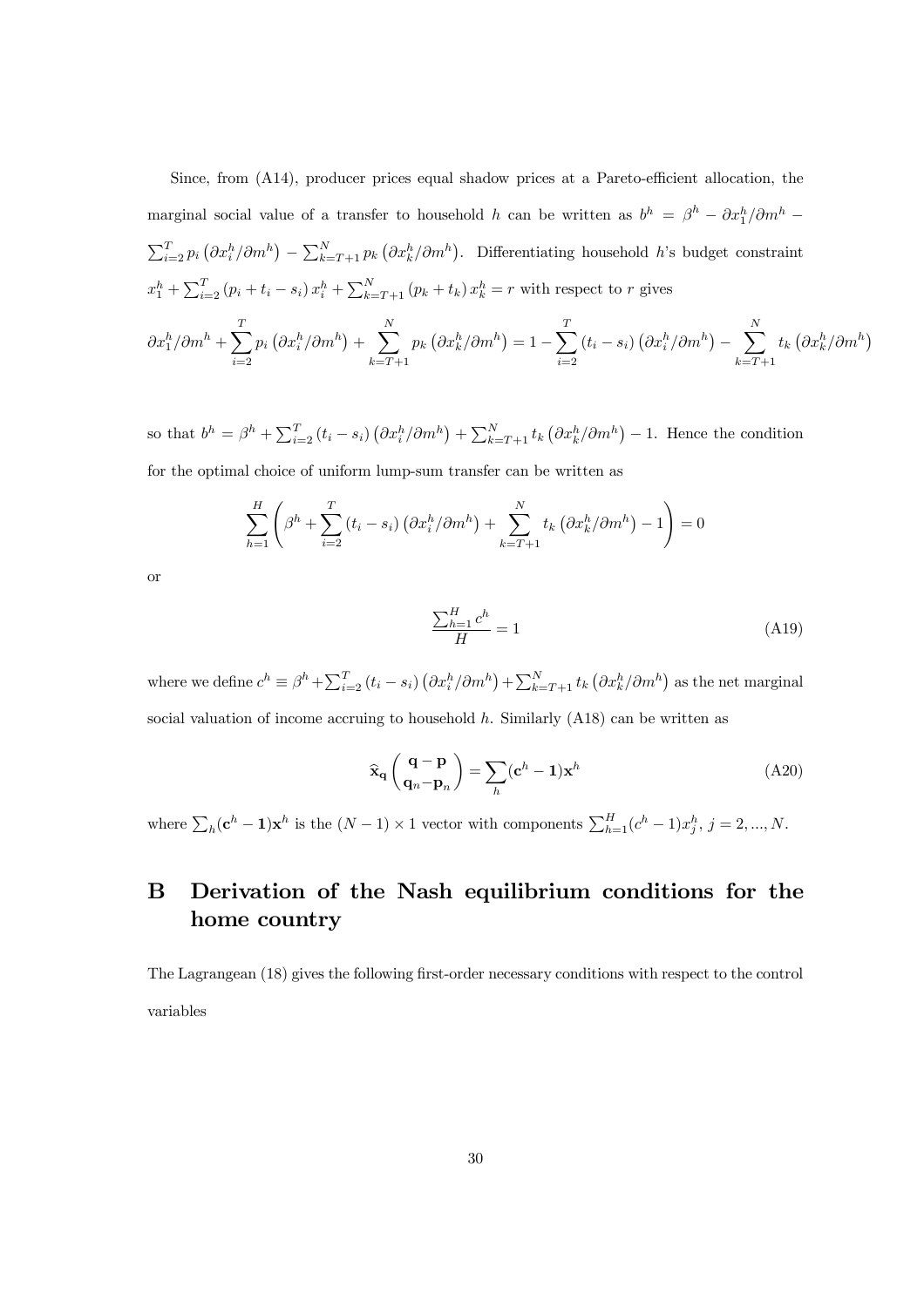Since, from (A14), producer prices equal shadow prices at a Pareto-efficient allocation, the marginal social value of a transfer to household $h$ can be written as $b^h = \beta^h - \partial x_1^h/\partial m^h - \sum_{i=2}^T p_i \left(\partial x_i^h/\partial m^h\right) - \sum_{k=T+1}^N p_k \left(\partial x_k^h/\partial m^h\right)$. Differentiating household $h$'s budget constraint $x_1^h + \sum_{i=2}^T (p_i + t_i - s_i)\, x_i^h + \sum_{k=T+1}^N (p_k + t_k)\, x_k^h = r$ with respect to $r$ gives

$$\partial x_1^h/\partial m^h + \sum_{i=2}^T p_i \left(\partial x_i^h/\partial m^h\right) + \sum_{k=T+1}^N p_k \left(\partial x_k^h/\partial m^h\right) = 1 - \sum_{i=2}^T (t_i - s_i) \left(\partial x_i^h/\partial m^h\right) - \sum_{k=T+1}^N t_k \left(\partial x_k^h/\partial m^h\right)$$

so that $b^h = \beta^h + \sum_{i=2}^T (t_i - s_i) \left(\partial x_i^h/\partial m^h\right) + \sum_{k=T+1}^N t_k \left(\partial x_k^h/\partial m^h\right) - 1$. Hence the condition for the optimal choice of uniform lump-sum transfer can be written as

$$\sum_{h=1}^H \left( \beta^h + \sum_{i=2}^T (t_i - s_i) \left(\partial x_i^h/\partial m^h\right) + \sum_{k=T+1}^N t_k \left(\partial x_k^h/\partial m^h\right) - 1 \right) = 0$$

or

$$\frac{\sum_{h=1}^H c^h}{H} = 1 \tag{A19}$$

where we define $c^h \equiv \beta^h + \sum_{i=2}^T (t_i - s_i) \left(\partial x_i^h/\partial m^h\right) + \sum_{k=T+1}^N t_k \left(\partial x_k^h/\partial m^h\right)$ as the net marginal social valuation of income accruing to household $h$. Similarly (A18) can be written as

$$\widehat{\mathbf{x}}_{\mathbf{q}} \begin{pmatrix} \mathbf{q} - \mathbf{p} \\ \mathbf{q}_n - \mathbf{p}_n \end{pmatrix} = \sum_h (\mathbf{c}^h - \mathbf{1})\mathbf{x}^h \tag{A20}$$

where $\sum_h (\mathbf{c}^h - \mathbf{1})\mathbf{x}^h$ is the $(N-1) \times 1$ vector with components $\sum_{h=1}^H (c^h - 1) x_j^h$, $j = 2, ..., N$.

# B Derivation of the Nash equilibrium conditions for the home country

The Lagrangean (18) gives the following first-order necessary conditions with respect to the control variables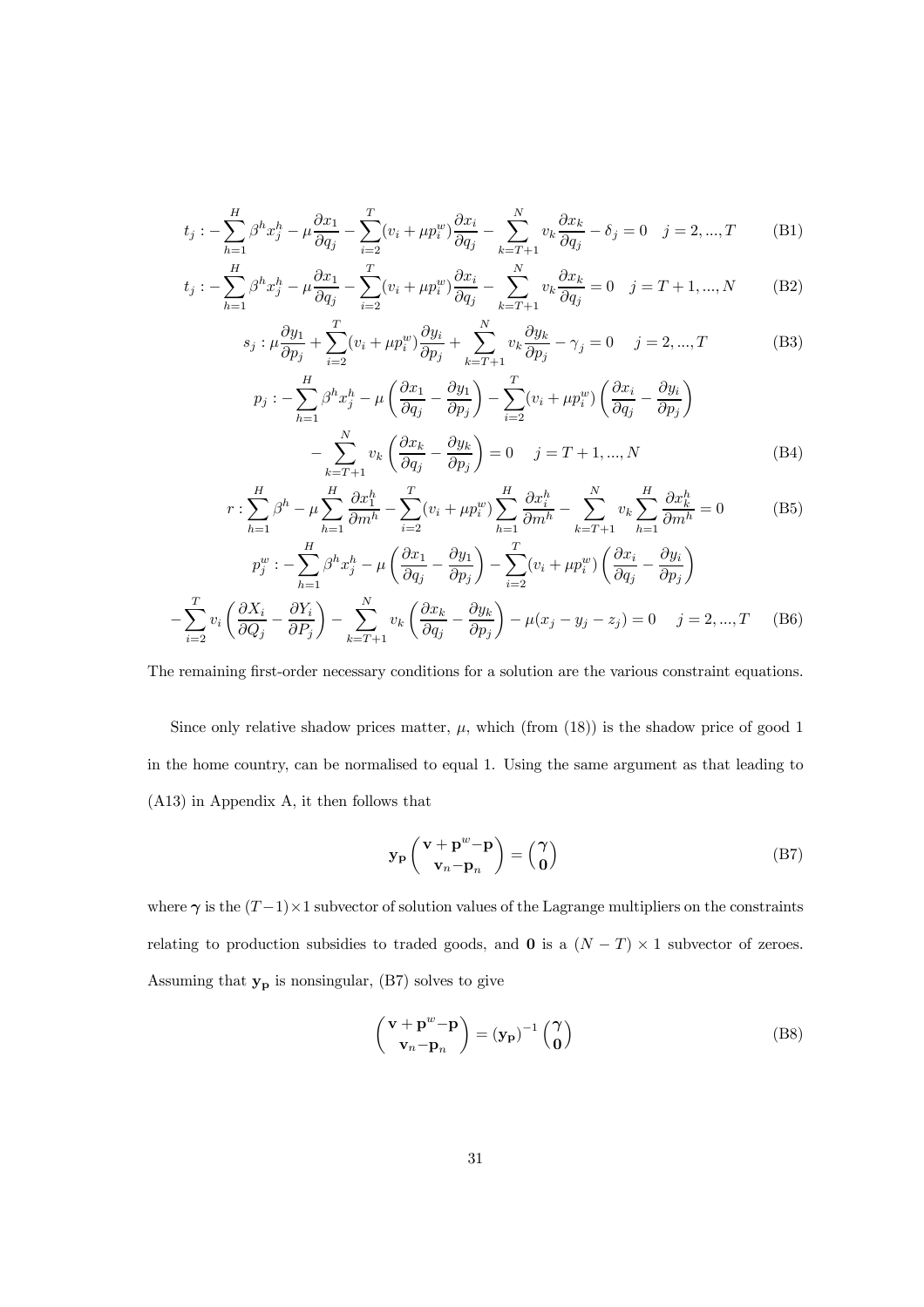$$t_j : -\sum_{h=1}^{H} \beta^h x_j^h - \mu \frac{\partial x_1}{\partial q_j} - \sum_{i=2}^{T} (v_i + \mu p_i^w) \frac{\partial x_i}{\partial q_j} - \sum_{k=T+1}^{N} v_k \frac{\partial x_k}{\partial q_j} - \delta_j = 0 \quad j = 2, ..., T \tag{B1}$$

$$t_j : -\sum_{h=1}^{H} \beta^h x_j^h - \mu \frac{\partial x_1}{\partial q_j} - \sum_{i=2}^{T} (v_i + \mu p_i^w) \frac{\partial x_i}{\partial q_j} - \sum_{k=T+1}^{N} v_k \frac{\partial x_k}{\partial q_j} = 0 \quad j = T+1, ..., N \tag{B2}$$

$$s_j : \mu \frac{\partial y_1}{\partial p_j} + \sum_{i=2}^{T} (v_i + \mu p_i^w) \frac{\partial y_i}{\partial p_j} + \sum_{k=T+1}^{N} v_k \frac{\partial y_k}{\partial p_j} - \gamma_j = 0 \quad j = 2, ..., T \tag{B3}$$

$$p_j : -\sum_{h=1}^{H} \beta^h x_j^h - \mu \left( \frac{\partial x_1}{\partial q_j} - \frac{\partial y_1}{\partial p_j} \right) - \sum_{i=2}^{T} (v_i + \mu p_i^w) \left( \frac{\partial x_i}{\partial q_j} - \frac{\partial y_i}{\partial p_j} \right)$$

$$- \sum_{k=T+1}^{N} v_k \left( \frac{\partial x_k}{\partial q_j} - \frac{\partial y_k}{\partial p_j} \right) = 0 \quad j = T+1, ..., N \tag{B4}$$

$$r : \sum_{h=1}^{H} \beta^h - \mu \sum_{h=1}^{H} \frac{\partial x_1^h}{\partial m^h} - \sum_{i=2}^{T} (v_i + \mu p_i^w) \sum_{h=1}^{H} \frac{\partial x_i^h}{\partial m^h} - \sum_{k=T+1}^{N} v_k \sum_{h=1}^{H} \frac{\partial x_k^h}{\partial m^h} = 0 \tag{B5}$$

$$p_j^w : -\sum_{h=1}^{H} \beta^h x_j^h - \mu \left( \frac{\partial x_1}{\partial q_j} - \frac{\partial y_1}{\partial p_j} \right) - \sum_{i=2}^{T} (v_i + \mu p_i^w) \left( \frac{\partial x_i}{\partial q_j} - \frac{\partial y_i}{\partial p_j} \right)$$

$$- \sum_{i=2}^{T} v_i \left( \frac{\partial X_i}{\partial Q_j} - \frac{\partial Y_i}{\partial P_j} \right) - \sum_{k=T+1}^{N} v_k \left( \frac{\partial x_k}{\partial q_j} - \frac{\partial y_k}{\partial p_j} \right) - \mu (x_j - y_j - z_j) = 0 \quad j = 2, ..., T \tag{B6}$$

The remaining first-order necessary conditions for a solution are the various constraint equations.

Since only relative shadow prices matter, $\mu$, which (from (18)) is the shadow price of good 1 in the home country, can be normalised to equal 1. Using the same argument as that leading to (A13) in Appendix A, it then follows that

$$\mathbf{y_p} \begin{pmatrix} \mathbf{v} + \mathbf{p}^w - \mathbf{p} \\ \mathbf{v}_n - \mathbf{p}_n \end{pmatrix} = \begin{pmatrix} \boldsymbol{\gamma} \\ \mathbf{0} \end{pmatrix} \tag{B7}$$

where $\boldsymbol{\gamma}$ is the $(T-1) \times 1$ subvector of solution values of the Lagrange multipliers on the constraints relating to production subsidies to traded goods, and $\mathbf{0}$ is a $(N-T) \times 1$ subvector of zeroes. Assuming that $\mathbf{y_p}$ is nonsingular, (B7) solves to give

$$\begin{pmatrix} \mathbf{v} + \mathbf{p}^w - \mathbf{p} \\ \mathbf{v}_n - \mathbf{p}_n \end{pmatrix} = (\mathbf{y_p})^{-1} \begin{pmatrix} \boldsymbol{\gamma} \\ \mathbf{0} \end{pmatrix} \tag{B8}$$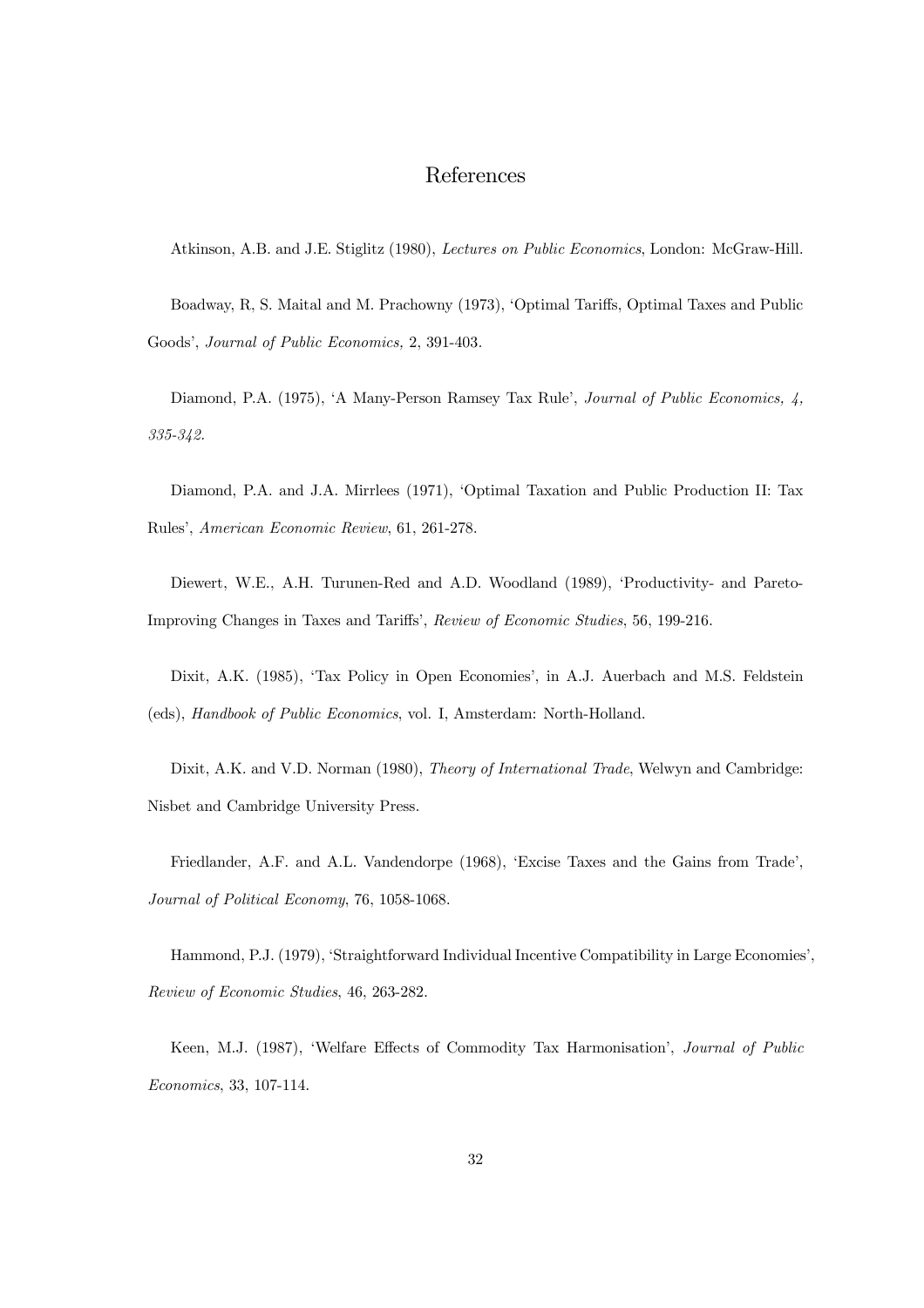# References

Atkinson, A.B. and J.E. Stiglitz (1980), *Lectures on Public Economics*, London: McGraw-Hill.

Boadway, R, S. Maital and M. Prachowny (1973), 'Optimal Tariffs, Optimal Taxes and Public Goods', *Journal of Public Economics,* 2, 391-403.

Diamond, P.A. (1975), 'A Many-Person Ramsey Tax Rule', *Journal of Public Economics, 4, 335-342.*

Diamond, P.A. and J.A. Mirrlees (1971), 'Optimal Taxation and Public Production II: Tax Rules', *American Economic Review*, 61, 261-278.

Diewert, W.E., A.H. Turunen-Red and A.D. Woodland (1989), 'Productivity- and Pareto-Improving Changes in Taxes and Tariffs', *Review of Economic Studies*, 56, 199-216.

Dixit, A.K. (1985), 'Tax Policy in Open Economies', in A.J. Auerbach and M.S. Feldstein (eds), *Handbook of Public Economics*, vol. I, Amsterdam: North-Holland.

Dixit, A.K. and V.D. Norman (1980), *Theory of International Trade*, Welwyn and Cambridge: Nisbet and Cambridge University Press.

Friedlander, A.F. and A.L. Vandendorpe (1968), 'Excise Taxes and the Gains from Trade', *Journal of Political Economy*, 76, 1058-1068.

Hammond, P.J. (1979), 'Straightforward Individual Incentive Compatibility in Large Economies', *Review of Economic Studies*, 46, 263-282.

Keen, M.J. (1987), 'Welfare Effects of Commodity Tax Harmonisation', *Journal of Public Economics*, 33, 107-114.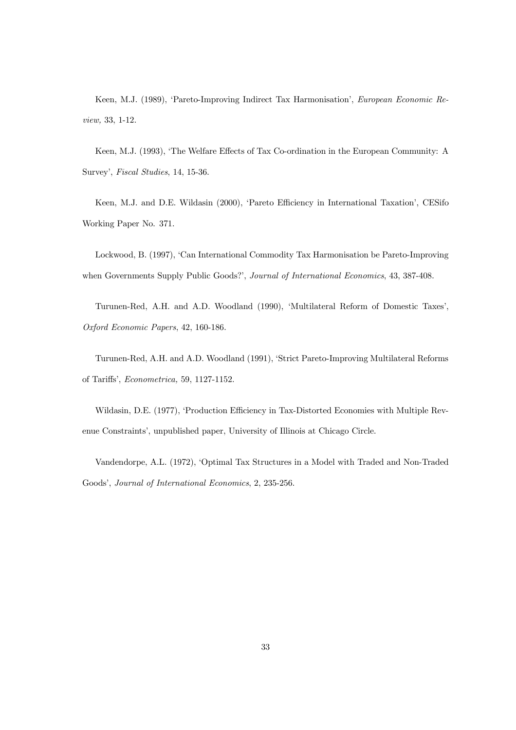Keen, M.J. (1989), 'Pareto-Improving Indirect Tax Harmonisation', *European Economic Review,* 33, 1-12.

Keen, M.J. (1993), 'The Welfare Effects of Tax Co-ordination in the European Community: A Survey', *Fiscal Studies*, 14, 15-36.

Keen, M.J. and D.E. Wildasin (2000), 'Pareto Efficiency in International Taxation', CESifo Working Paper No. 371.

Lockwood, B. (1997), 'Can International Commodity Tax Harmonisation be Pareto-Improving when Governments Supply Public Goods?', *Journal of International Economics*, 43, 387-408.

Turunen-Red, A.H. and A.D. Woodland (1990), 'Multilateral Reform of Domestic Taxes', *Oxford Economic Papers*, 42, 160-186.

Turunen-Red, A.H. and A.D. Woodland (1991), 'Strict Pareto-Improving Multilateral Reforms of Tariffs', *Econometrica,* 59, 1127-1152.

Wildasin, D.E. (1977), 'Production Efficiency in Tax-Distorted Economies with Multiple Revenue Constraints', unpublished paper, University of Illinois at Chicago Circle.

Vandendorpe, A.L. (1972), 'Optimal Tax Structures in a Model with Traded and Non-Traded Goods', *Journal of International Economics*, 2, 235-256.